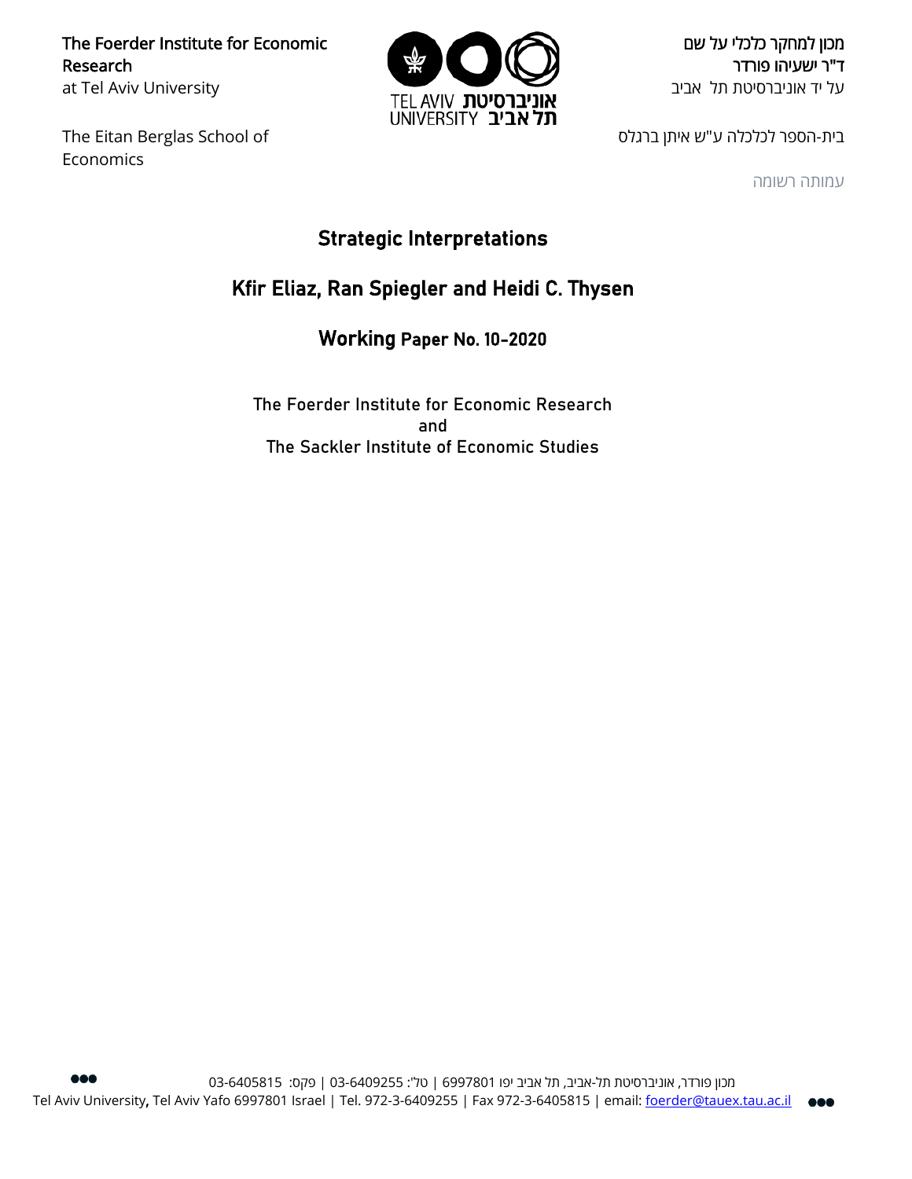The Foerder Institute for Economic Research
at Tel Aviv University

The Eitan Berglas School of Economics

מכון למחקר כלכלי על שם
ד"ר ישעיהו פורדר
על יד אוניברסיטת תל אביב

בית-הספר לכלכלה ע"ש איתן ברגלס

עמותה רשומה

# Strategic Interpretations

## Kfir Eliaz, Ran Spiegler and Heidi C. Thysen

### Working Paper No. 10-2020

The Foerder Institute for Economic Research
and
The Sackler Institute of Economic Studies

מכון פורדר, אוניברסיטת תל-אביב, תל אביב יפו 6997801 | טל': 03-6409255 | פקס: 03-6405815
Tel Aviv University, Tel Aviv Yafo 6997801 Israel | Tel. 972-3-6409255 | Fax 972-3-6405815 | email: foerder@tauex.tau.ac.il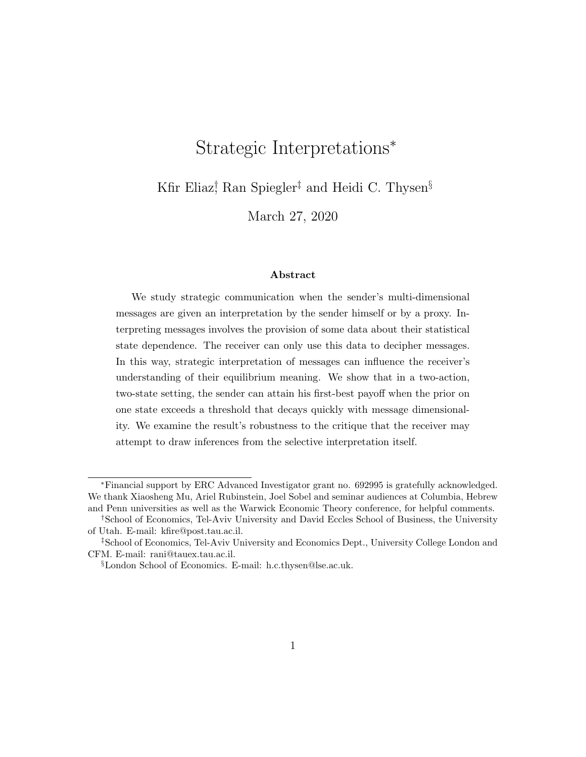# Strategic Interpretations*

Kfir Eliaz[†] Ran Spiegler[‡] and Heidi C. Thysen[§]

March 27, 2020

### Abstract

We study strategic communication when the sender's multi-dimensional messages are given an interpretation by the sender himself or by a proxy. Interpreting messages involves the provision of some data about their statistical state dependence. The receiver can only use this data to decipher messages. In this way, strategic interpretation of messages can influence the receiver's understanding of their equilibrium meaning. We show that in a two-action, two-state setting, the sender can attain his first-best payoff when the prior on one state exceeds a threshold that decays quickly with message dimensionality. We examine the result's robustness to the critique that the receiver may attempt to draw inferences from the selective interpretation itself.

---

*Financial support by ERC Advanced Investigator grant no. 692995 is gratefully acknowledged. We thank Xiaosheng Mu, Ariel Rubinstein, Joel Sobel and seminar audiences at Columbia, Hebrew and Penn universities as well as the Warwick Economic Theory conference, for helpful comments.

[†]School of Economics, Tel-Aviv University and David Eccles School of Business, the University of Utah. E-mail: kfire@post.tau.ac.il.

[‡]School of Economics, Tel-Aviv University and Economics Dept., University College London and CFM. E-mail: rani@tauex.tau.ac.il.

[§]London School of Economics. E-mail: h.c.thysen@lse.ac.uk.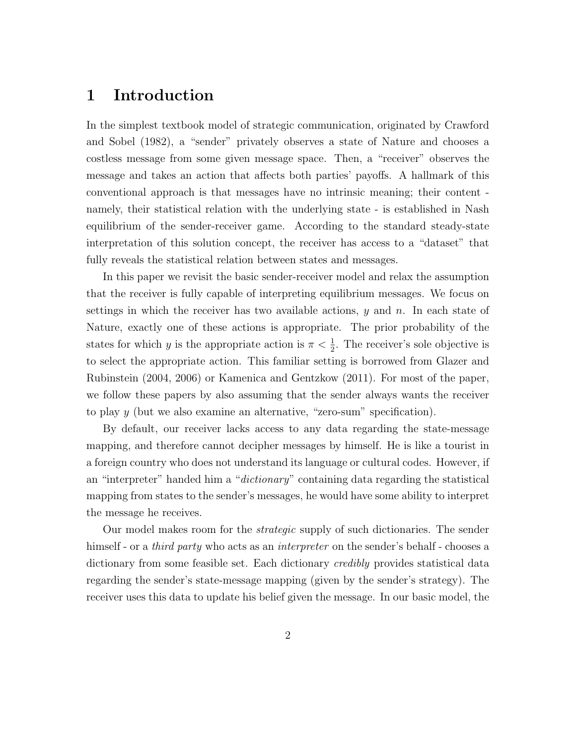# 1 Introduction

In the simplest textbook model of strategic communication, originated by Crawford and Sobel (1982), a "sender" privately observes a state of Nature and chooses a costless message from some given message space. Then, a "receiver" observes the message and takes an action that affects both parties' payoffs. A hallmark of this conventional approach is that messages have no intrinsic meaning; their content - namely, their statistical relation with the underlying state - is established in Nash equilibrium of the sender-receiver game. According to the standard steady-state interpretation of this solution concept, the receiver has access to a "dataset" that fully reveals the statistical relation between states and messages.

In this paper we revisit the basic sender-receiver model and relax the assumption that the receiver is fully capable of interpreting equilibrium messages. We focus on settings in which the receiver has two available actions, $y$ and $n$. In each state of Nature, exactly one of these actions is appropriate. The prior probability of the states for which $y$ is the appropriate action is $\pi < \frac{1}{2}$. The receiver's sole objective is to select the appropriate action. This familiar setting is borrowed from Glazer and Rubinstein (2004, 2006) or Kamenica and Gentzkow (2011). For most of the paper, we follow these papers by also assuming that the sender always wants the receiver to play $y$ (but we also examine an alternative, "zero-sum" specification).

By default, our receiver lacks access to any data regarding the state-message mapping, and therefore cannot decipher messages by himself. He is like a tourist in a foreign country who does not understand its language or cultural codes. However, if an "interpreter" handed him a "*dictionary*" containing data regarding the statistical mapping from states to the sender's messages, he would have some ability to interpret the message he receives.

Our model makes room for the *strategic* supply of such dictionaries. The sender himself - or a *third party* who acts as an *interpreter* on the sender's behalf - chooses a dictionary from some feasible set. Each dictionary *credibly* provides statistical data regarding the sender's state-message mapping (given by the sender's strategy). The receiver uses this data to update his belief given the message. In our basic model, the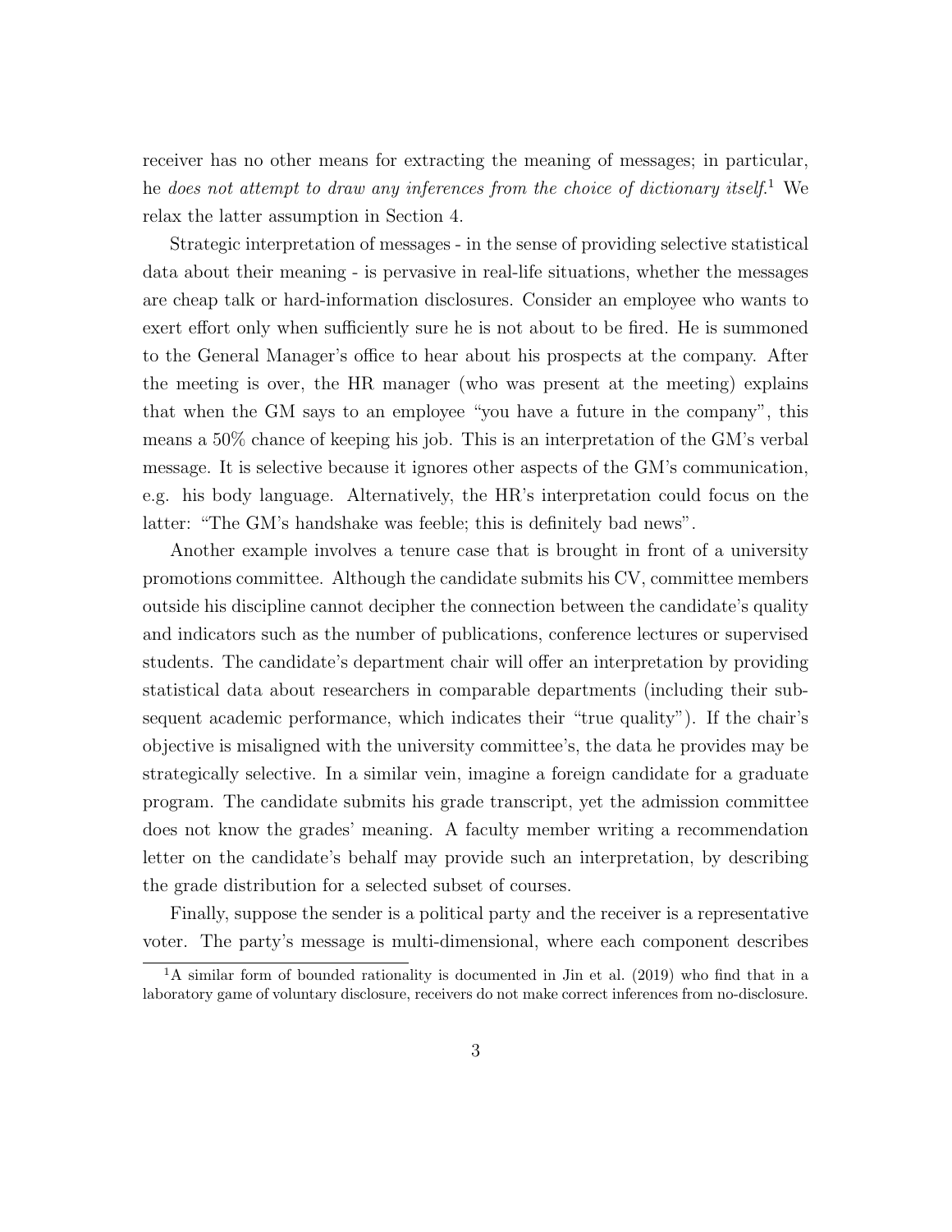receiver has no other means for extracting the meaning of messages; in particular, he *does not attempt to draw any inferences from the choice of dictionary itself*.[1] We relax the latter assumption in Section 4.

Strategic interpretation of messages - in the sense of providing selective statistical data about their meaning - is pervasive in real-life situations, whether the messages are cheap talk or hard-information disclosures. Consider an employee who wants to exert effort only when sufficiently sure he is not about to be fired. He is summoned to the General Manager's office to hear about his prospects at the company. After the meeting is over, the HR manager (who was present at the meeting) explains that when the GM says to an employee "you have a future in the company", this means a 50% chance of keeping his job. This is an interpretation of the GM's verbal message. It is selective because it ignores other aspects of the GM's communication, e.g. his body language. Alternatively, the HR's interpretation could focus on the latter: "The GM's handshake was feeble; this is definitely bad news".

Another example involves a tenure case that is brought in front of a university promotions committee. Although the candidate submits his CV, committee members outside his discipline cannot decipher the connection between the candidate's quality and indicators such as the number of publications, conference lectures or supervised students. The candidate's department chair will offer an interpretation by providing statistical data about researchers in comparable departments (including their subsequent academic performance, which indicates their "true quality"). If the chair's objective is misaligned with the university committee's, the data he provides may be strategically selective. In a similar vein, imagine a foreign candidate for a graduate program. The candidate submits his grade transcript, yet the admission committee does not know the grades' meaning. A faculty member writing a recommendation letter on the candidate's behalf may provide such an interpretation, by describing the grade distribution for a selected subset of courses.

Finally, suppose the sender is a political party and the receiver is a representative voter. The party's message is multi-dimensional, where each component describes

[1] A similar form of bounded rationality is documented in Jin et al. (2019) who find that in a laboratory game of voluntary disclosure, receivers do not make correct inferences from no-disclosure.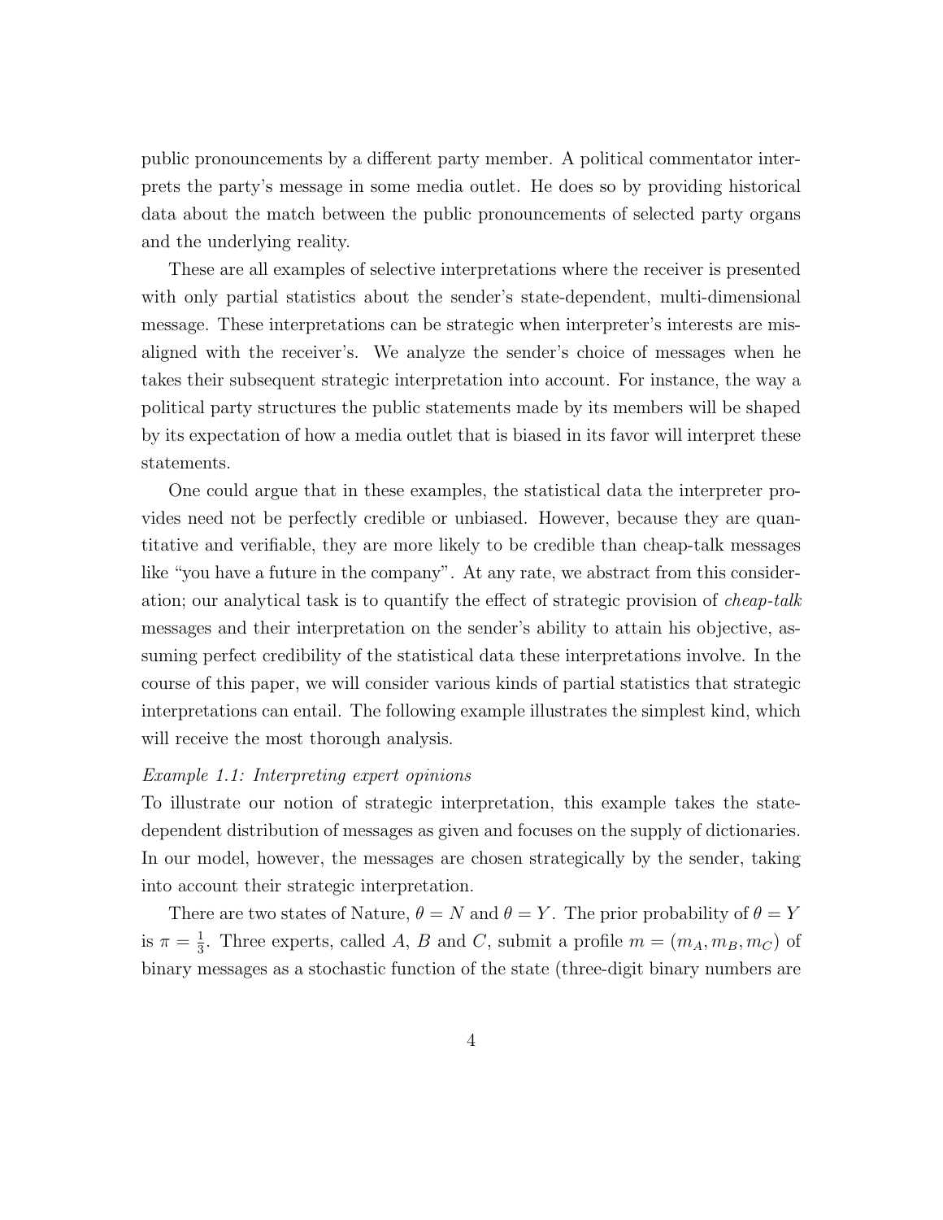public pronouncements by a different party member. A political commentator interprets the party's message in some media outlet. He does so by providing historical data about the match between the public pronouncements of selected party organs and the underlying reality.

These are all examples of selective interpretations where the receiver is presented with only partial statistics about the sender's state-dependent, multi-dimensional message. These interpretations can be strategic when interpreter's interests are misaligned with the receiver's. We analyze the sender's choice of messages when he takes their subsequent strategic interpretation into account. For instance, the way a political party structures the public statements made by its members will be shaped by its expectation of how a media outlet that is biased in its favor will interpret these statements.

One could argue that in these examples, the statistical data the interpreter provides need not be perfectly credible or unbiased. However, because they are quantitative and verifiable, they are more likely to be credible than cheap-talk messages like "you have a future in the company". At any rate, we abstract from this consideration; our analytical task is to quantify the effect of strategic provision of *cheap-talk* messages and their interpretation on the sender's ability to attain his objective, assuming perfect credibility of the statistical data these interpretations involve. In the course of this paper, we will consider various kinds of partial statistics that strategic interpretations can entail. The following example illustrates the simplest kind, which will receive the most thorough analysis.

*Example 1.1: Interpreting expert opinions*

To illustrate our notion of strategic interpretation, this example takes the state-dependent distribution of messages as given and focuses on the supply of dictionaries. In our model, however, the messages are chosen strategically by the sender, taking into account their strategic interpretation.

There are two states of Nature, $\theta = N$ and $\theta = Y$. The prior probability of $\theta = Y$ is $\pi = \frac{1}{3}$. Three experts, called $A$, $B$ and $C$, submit a profile $m = (m_A, m_B, m_C)$ of binary messages as a stochastic function of the state (three-digit binary numbers are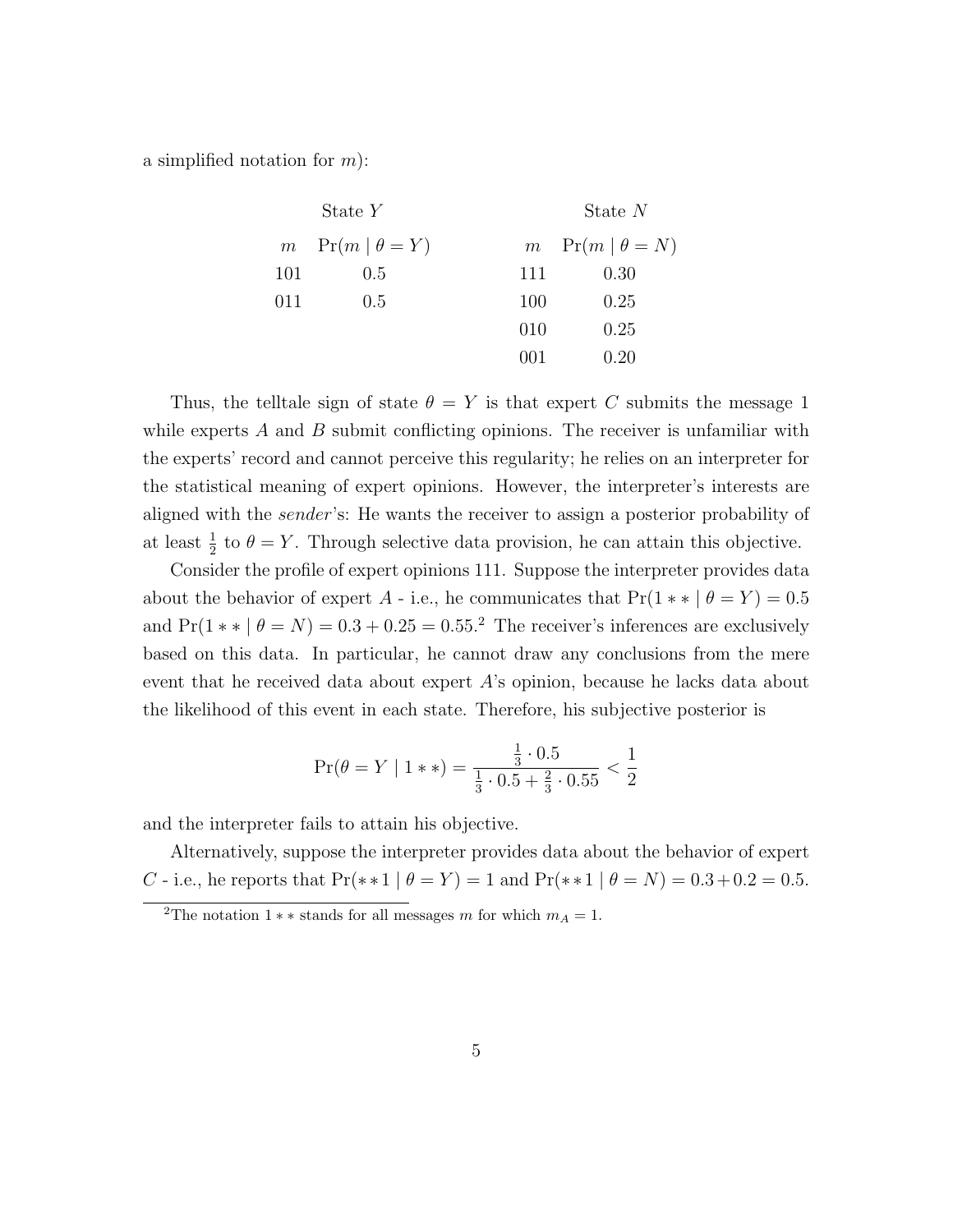a simplified notation for $m$):

| State $Y$ | | | State $N$ | |
|---|---|---|---|---|
| $m$ | $\Pr(m \mid \theta = Y)$ | | $m$ | $\Pr(m \mid \theta = N)$ |
| 101 | 0.5 | | 111 | 0.30 |
| 011 | 0.5 | | 100 | 0.25 |
| | | | 010 | 0.25 |
| | | | 001 | 0.20 |

Thus, the telltale sign of state $\theta = Y$ is that expert $C$ submits the message 1 while experts $A$ and $B$ submit conflicting opinions. The receiver is unfamiliar with the experts' record and cannot perceive this regularity; he relies on an interpreter for the statistical meaning of expert opinions. However, the interpreter's interests are aligned with the *sender*'s: He wants the receiver to assign a posterior probability of at least $\frac{1}{2}$ to $\theta = Y$. Through selective data provision, he can attain this objective.

Consider the profile of expert opinions 111. Suppose the interpreter provides data about the behavior of expert $A$ - i.e., he communicates that $\Pr(1 * * \mid \theta = Y) = 0.5$ and $\Pr(1 * * \mid \theta = N) = 0.3 + 0.25 = 0.55$.[2] The receiver's inferences are exclusively based on this data. In particular, he cannot draw any conclusions from the mere event that he received data about expert $A$'s opinion, because he lacks data about the likelihood of this event in each state. Therefore, his subjective posterior is

$$\Pr(\theta = Y \mid 1 * *) = \frac{\frac{1}{3} \cdot 0.5}{\frac{1}{3} \cdot 0.5 + \frac{2}{3} \cdot 0.55} < \frac{1}{2}$$

and the interpreter fails to attain his objective.

Alternatively, suppose the interpreter provides data about the behavior of expert $C$ - i.e., he reports that $\Pr(* * 1 \mid \theta = Y) = 1$ and $\Pr(* * 1 \mid \theta = N) = 0.3 + 0.2 = 0.5$.

[2] The notation $1 * *$ stands for all messages $m$ for which $m_A = 1$.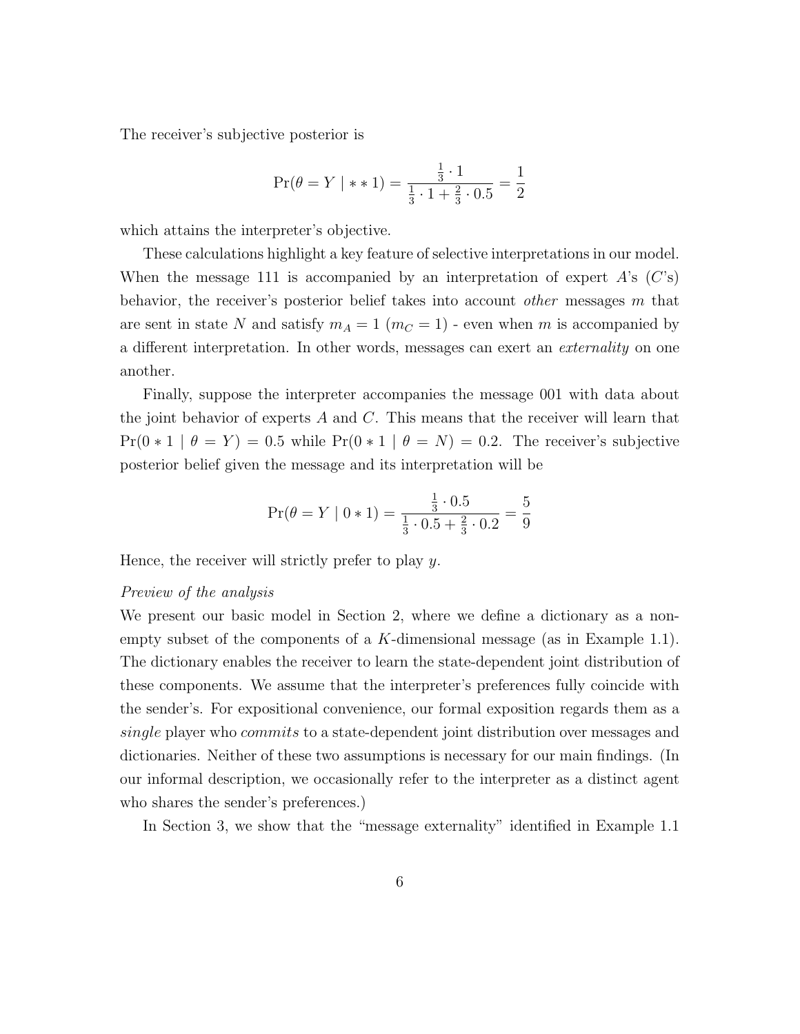The receiver's subjective posterior is

$$\Pr(\theta = Y \mid **1) = \frac{\frac{1}{3} \cdot 1}{\frac{1}{3} \cdot 1 + \frac{2}{3} \cdot 0.5} = \frac{1}{2}$$

which attains the interpreter's objective.

These calculations highlight a key feature of selective interpretations in our model. When the message 111 is accompanied by an interpretation of expert $A$'s ($C$'s) behavior, the receiver's posterior belief takes into account *other* messages $m$ that are sent in state $N$ and satisfy $m_A = 1$ ($m_C = 1$) - even when $m$ is accompanied by a different interpretation. In other words, messages can exert an *externality* on one another.

Finally, suppose the interpreter accompanies the message 001 with data about the joint behavior of experts $A$ and $C$. This means that the receiver will learn that $\Pr(0*1 \mid \theta = Y) = 0.5$ while $\Pr(0*1 \mid \theta = N) = 0.2$. The receiver's subjective posterior belief given the message and its interpretation will be

$$\Pr(\theta = Y \mid 0*1) = \frac{\frac{1}{3} \cdot 0.5}{\frac{1}{3} \cdot 0.5 + \frac{2}{3} \cdot 0.2} = \frac{5}{9}$$

Hence, the receiver will strictly prefer to play $y$.

*Preview of the analysis*

We present our basic model in Section 2, where we define a dictionary as a non-empty subset of the components of a $K$-dimensional message (as in Example 1.1). The dictionary enables the receiver to learn the state-dependent joint distribution of these components. We assume that the interpreter's preferences fully coincide with the sender's. For expositional convenience, our formal exposition regards them as a *single* player who *commits* to a state-dependent joint distribution over messages and dictionaries. Neither of these two assumptions is necessary for our main findings. (In our informal description, we occasionally refer to the interpreter as a distinct agent who shares the sender's preferences.)

In Section 3, we show that the "message externality" identified in Example 1.1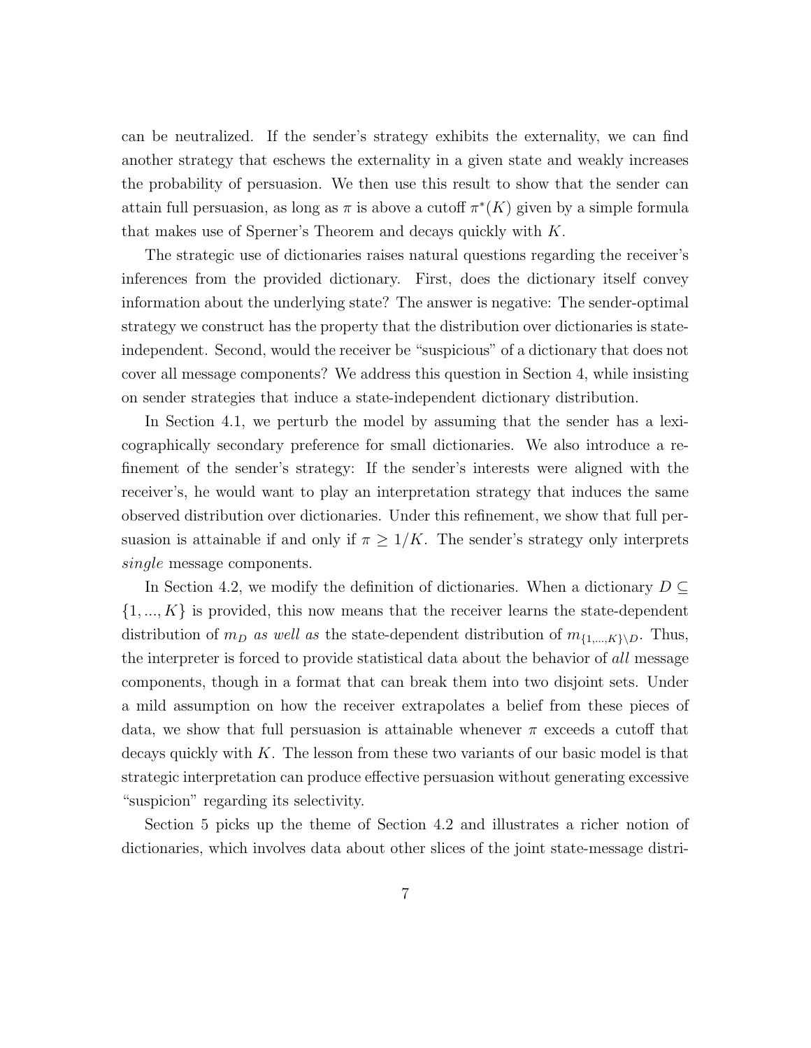can be neutralized. If the sender's strategy exhibits the externality, we can find another strategy that eschews the externality in a given state and weakly increases the probability of persuasion. We then use this result to show that the sender can attain full persuasion, as long as $\pi$ is above a cutoff $\pi^*(K)$ given by a simple formula that makes use of Sperner's Theorem and decays quickly with $K$.

The strategic use of dictionaries raises natural questions regarding the receiver's inferences from the provided dictionary. First, does the dictionary itself convey information about the underlying state? The answer is negative: The sender-optimal strategy we construct has the property that the distribution over dictionaries is state-independent. Second, would the receiver be "suspicious" of a dictionary that does not cover all message components? We address this question in Section 4, while insisting on sender strategies that induce a state-independent dictionary distribution.

In Section 4.1, we perturb the model by assuming that the sender has a lexicographically secondary preference for small dictionaries. We also introduce a refinement of the sender's strategy: If the sender's interests were aligned with the receiver's, he would want to play an interpretation strategy that induces the same observed distribution over dictionaries. Under this refinement, we show that full persuasion is attainable if and only if $\pi \geq 1/K$. The sender's strategy only interprets *single* message components.

In Section 4.2, we modify the definition of dictionaries. When a dictionary $D \subseteq \{1, ..., K\}$ is provided, this now means that the receiver learns the state-dependent distribution of $m_D$ *as well as* the state-dependent distribution of $m_{\{1,...,K\}\setminus D}$. Thus, the interpreter is forced to provide statistical data about the behavior of *all* message components, though in a format that can break them into two disjoint sets. Under a mild assumption on how the receiver extrapolates a belief from these pieces of data, we show that full persuasion is attainable whenever $\pi$ exceeds a cutoff that decays quickly with $K$. The lesson from these two variants of our basic model is that strategic interpretation can produce effective persuasion without generating excessive "suspicion" regarding its selectivity.

Section 5 picks up the theme of Section 4.2 and illustrates a richer notion of dictionaries, which involves data about other slices of the joint state-message distri-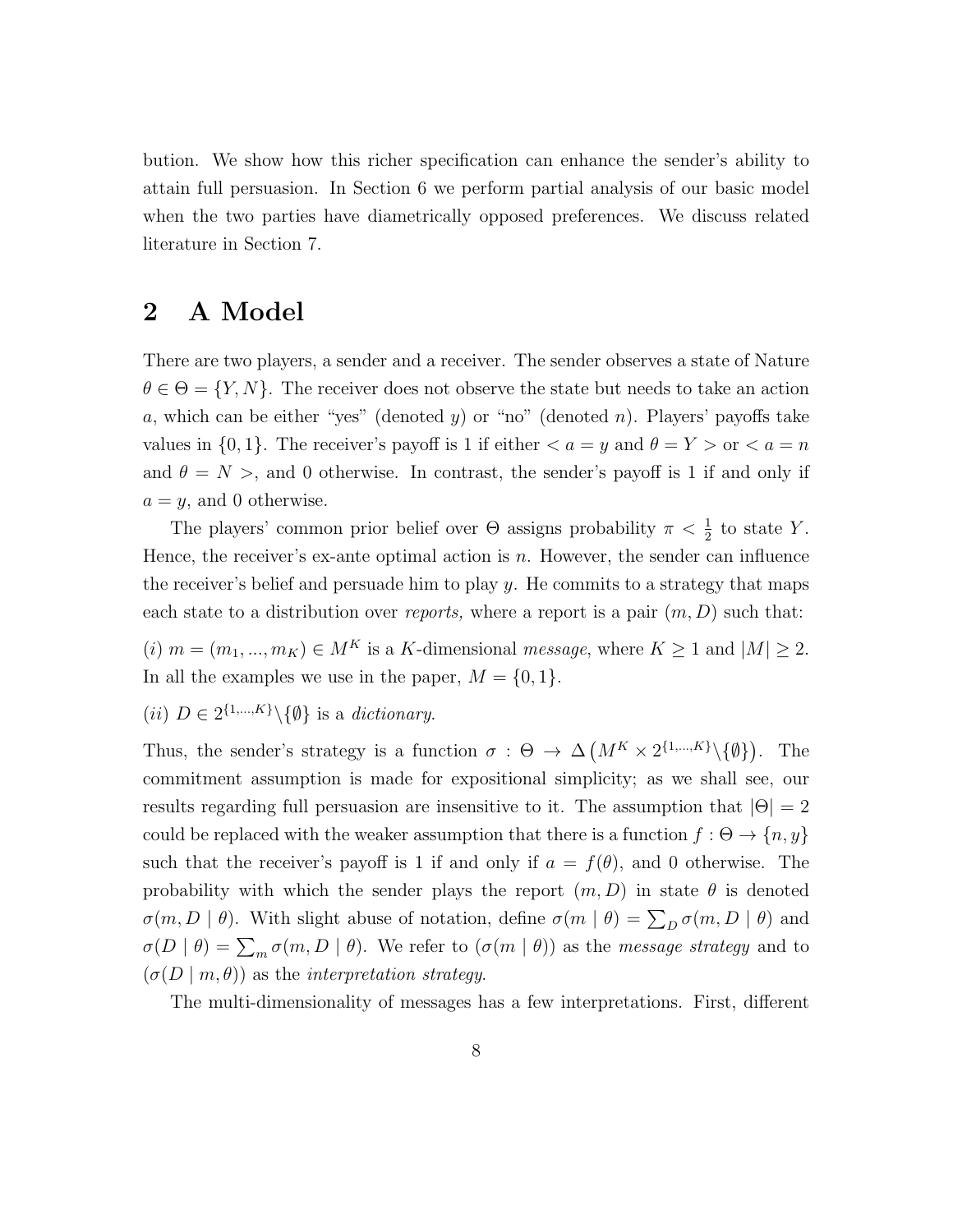bution. We show how this richer specification can enhance the sender's ability to attain full persuasion. In Section 6 we perform partial analysis of our basic model when the two parties have diametrically opposed preferences. We discuss related literature in Section 7.

## 2 A Model

There are two players, a sender and a receiver. The sender observes a state of Nature $\theta \in \Theta = \{Y, N\}$. The receiver does not observe the state but needs to take an action $a$, which can be either "yes" (denoted $y$) or "no" (denoted $n$). Players' payoffs take values in $\{0, 1\}$. The receiver's payoff is 1 if either $< a = y$ and $\theta = Y >$ or $< a = n$ and $\theta = N >$, and 0 otherwise. In contrast, the sender's payoff is 1 if and only if $a = y$, and 0 otherwise.

The players' common prior belief over $\Theta$ assigns probability $\pi < \frac{1}{2}$ to state $Y$. Hence, the receiver's ex-ante optimal action is $n$. However, the sender can influence the receiver's belief and persuade him to play $y$. He commits to a strategy that maps each state to a distribution over *reports,* where a report is a pair $(m, D)$ such that:

*(i)* $m = (m_1, ..., m_K) \in M^K$ is a $K$-dimensional *message*, where $K \geq 1$ and $|M| \geq 2$. In all the examples we use in the paper, $M = \{0, 1\}$.

*(ii)* $D \in 2^{\{1,...,K\}} \backslash \{\emptyset\}$ is a *dictionary*.

Thus, the sender's strategy is a function $\sigma : \Theta \rightarrow \Delta\left(M^K \times 2^{\{1,...,K\}} \backslash \{\emptyset\}\right)$. The commitment assumption is made for expositional simplicity; as we shall see, our results regarding full persuasion are insensitive to it. The assumption that $|\Theta| = 2$ could be replaced with the weaker assumption that there is a function $f : \Theta \rightarrow \{n, y\}$ such that the receiver's payoff is 1 if and only if $a = f(\theta)$, and 0 otherwise. The probability with which the sender plays the report $(m, D)$ in state $\theta$ is denoted $\sigma(m, D \mid \theta)$. With slight abuse of notation, define $\sigma(m \mid \theta) = \sum_D \sigma(m, D \mid \theta)$ and $\sigma(D \mid \theta) = \sum_m \sigma(m, D \mid \theta)$. We refer to $(\sigma(m \mid \theta))$ as the *message strategy* and to $(\sigma(D \mid m, \theta))$ as the *interpretation strategy*.

The multi-dimensionality of messages has a few interpretations. First, different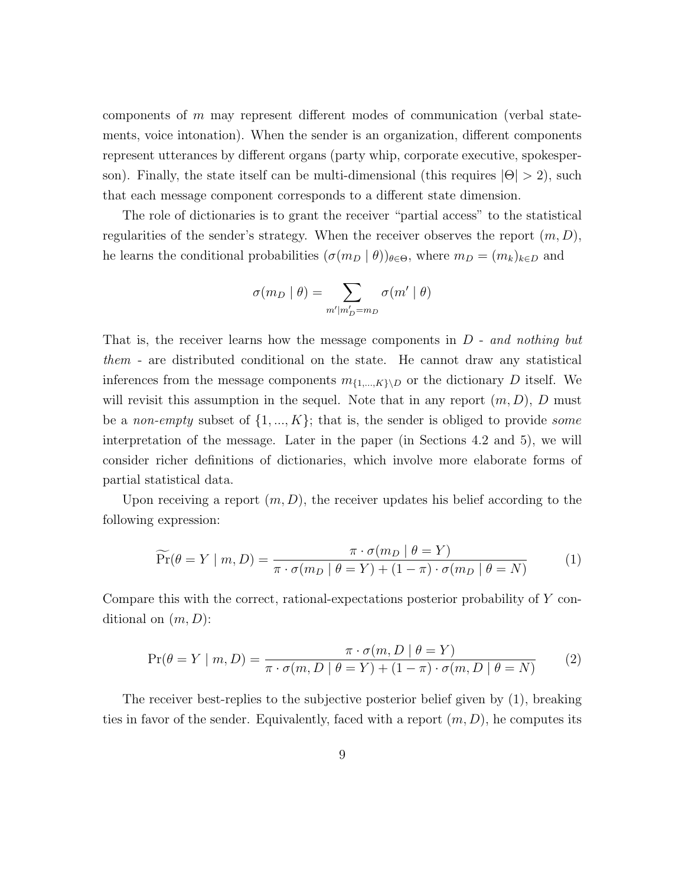components of $m$ may represent different modes of communication (verbal statements, voice intonation). When the sender is an organization, different components represent utterances by different organs (party whip, corporate executive, spokesperson). Finally, the state itself can be multi-dimensional (this requires $|\Theta| > 2$), such that each message component corresponds to a different state dimension.

The role of dictionaries is to grant the receiver "partial access" to the statistical regularities of the sender's strategy. When the receiver observes the report $(m, D)$, he learns the conditional probabilities $(\sigma(m_D \mid \theta))_{\theta \in \Theta}$, where $m_D = (m_k)_{k \in D}$ and

$$\sigma(m_D \mid \theta) = \sum_{m' \mid m'_D = m_D} \sigma(m' \mid \theta)$$

That is, the receiver learns how the message components in $D$ - *and nothing but them* - are distributed conditional on the state. He cannot draw any statistical inferences from the message components $m_{\{1,...,K\} \setminus D}$ or the dictionary $D$ itself. We will revisit this assumption in the sequel. Note that in any report $(m, D)$, $D$ must be a *non-empty* subset of $\{1, ..., K\}$; that is, the sender is obliged to provide *some* interpretation of the message. Later in the paper (in Sections 4.2 and 5), we will consider richer definitions of dictionaries, which involve more elaborate forms of partial statistical data.

Upon receiving a report $(m, D)$, the receiver updates his belief according to the following expression:

$$\widetilde{\Pr}(\theta = Y \mid m, D) = \frac{\pi \cdot \sigma(m_D \mid \theta = Y)}{\pi \cdot \sigma(m_D \mid \theta = Y) + (1 - \pi) \cdot \sigma(m_D \mid \theta = N)} \tag{1}$$

Compare this with the correct, rational-expectations posterior probability of $Y$ conditional on $(m, D)$:

$$\Pr(\theta = Y \mid m, D) = \frac{\pi \cdot \sigma(m, D \mid \theta = Y)}{\pi \cdot \sigma(m, D \mid \theta = Y) + (1 - \pi) \cdot \sigma(m, D \mid \theta = N)} \tag{2}$$

The receiver best-replies to the subjective posterior belief given by (1), breaking ties in favor of the sender. Equivalently, faced with a report $(m, D)$, he computes its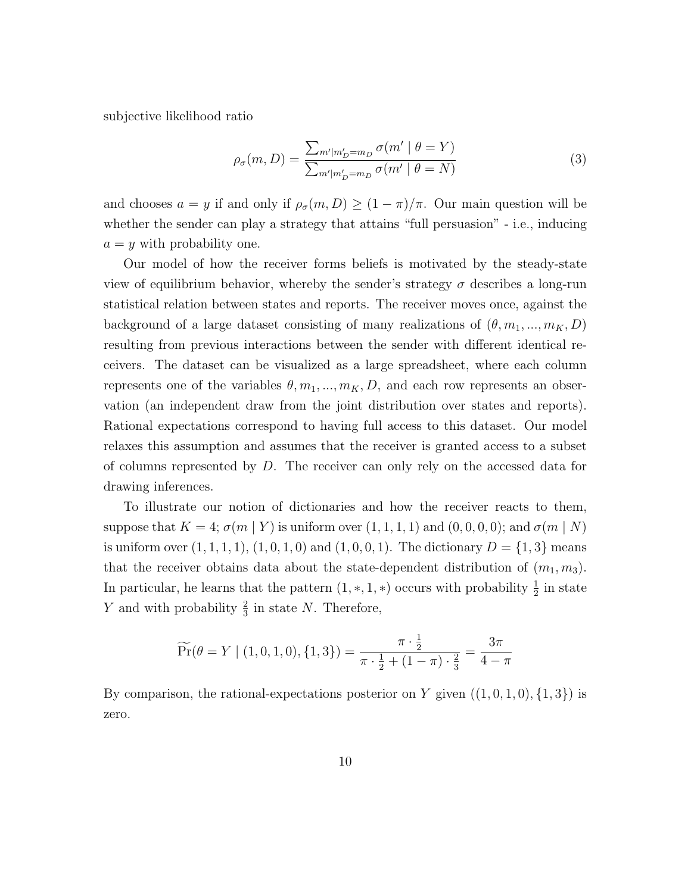subjective likelihood ratio

$$\rho_\sigma(m, D) = \frac{\sum_{m' | m'_D = m_D} \sigma(m' \mid \theta = Y)}{\sum_{m' | m'_D = m_D} \sigma(m' \mid \theta = N)} \tag{3}$$

and chooses $a = y$ if and only if $\rho_\sigma(m, D) \geq (1 - \pi)/\pi$. Our main question will be whether the sender can play a strategy that attains "full persuasion" - i.e., inducing $a = y$ with probability one.

Our model of how the receiver forms beliefs is motivated by the steady-state view of equilibrium behavior, whereby the sender's strategy $\sigma$ describes a long-run statistical relation between states and reports. The receiver moves once, against the background of a large dataset consisting of many realizations of $(\theta, m_1, ..., m_K, D)$ resulting from previous interactions between the sender with different identical receivers. The dataset can be visualized as a large spreadsheet, where each column represents one of the variables $\theta, m_1, ..., m_K, D$, and each row represents an observation (an independent draw from the joint distribution over states and reports). Rational expectations correspond to having full access to this dataset. Our model relaxes this assumption and assumes that the receiver is granted access to a subset of columns represented by $D$. The receiver can only rely on the accessed data for drawing inferences.

To illustrate our notion of dictionaries and how the receiver reacts to them, suppose that $K = 4$; $\sigma(m \mid Y)$ is uniform over $(1, 1, 1, 1)$ and $(0, 0, 0, 0)$; and $\sigma(m \mid N)$ is uniform over $(1, 1, 1, 1)$, $(1, 0, 1, 0)$ and $(1, 0, 0, 1)$. The dictionary $D = \{1, 3\}$ means that the receiver obtains data about the state-dependent distribution of $(m_1, m_3)$. In particular, he learns that the pattern $(1, *, 1, *)$ occurs with probability $\frac{1}{2}$ in state $Y$ and with probability $\frac{2}{3}$ in state $N$. Therefore,

$$\widetilde{\Pr}(\theta = Y \mid (1, 0, 1, 0), \{1, 3\}) = \frac{\pi \cdot \frac{1}{2}}{\pi \cdot \frac{1}{2} + (1 - \pi) \cdot \frac{2}{3}} = \frac{3\pi}{4 - \pi}$$

By comparison, the rational-expectations posterior on $Y$ given $((1, 0, 1, 0), \{1, 3\})$ is zero.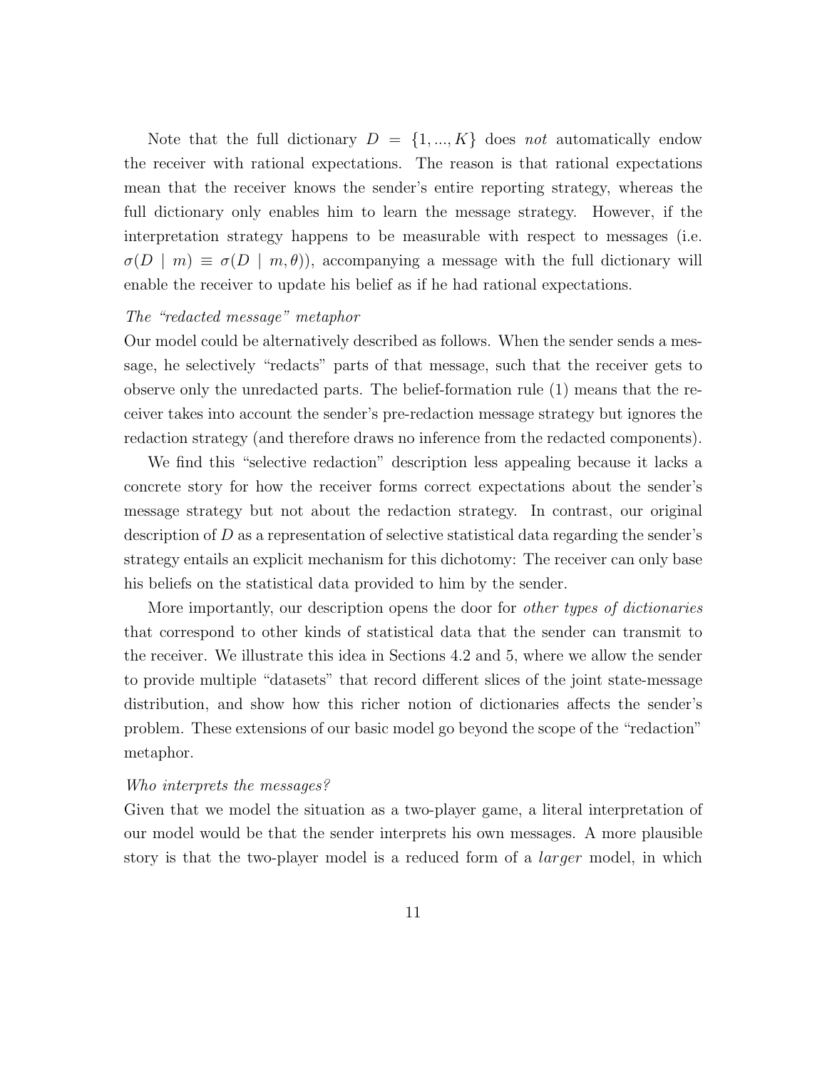Note that the full dictionary $D = \{1, ..., K\}$ does *not* automatically endow the receiver with rational expectations. The reason is that rational expectations mean that the receiver knows the sender's entire reporting strategy, whereas the full dictionary only enables him to learn the message strategy. However, if the interpretation strategy happens to be measurable with respect to messages (i.e. $\sigma(D \mid m) \equiv \sigma(D \mid m, \theta)$), accompanying a message with the full dictionary will enable the receiver to update his belief as if he had rational expectations.

*The "redacted message" metaphor*

Our model could be alternatively described as follows. When the sender sends a message, he selectively "redacts" parts of that message, such that the receiver gets to observe only the unredacted parts. The belief-formation rule (1) means that the receiver takes into account the sender's pre-redaction message strategy but ignores the redaction strategy (and therefore draws no inference from the redacted components).

We find this "selective redaction" description less appealing because it lacks a concrete story for how the receiver forms correct expectations about the sender's message strategy but not about the redaction strategy. In contrast, our original description of $D$ as a representation of selective statistical data regarding the sender's strategy entails an explicit mechanism for this dichotomy: The receiver can only base his beliefs on the statistical data provided to him by the sender.

More importantly, our description opens the door for *other types of dictionaries* that correspond to other kinds of statistical data that the sender can transmit to the receiver. We illustrate this idea in Sections 4.2 and 5, where we allow the sender to provide multiple "datasets" that record different slices of the joint state-message distribution, and show how this richer notion of dictionaries affects the sender's problem. These extensions of our basic model go beyond the scope of the "redaction" metaphor.

*Who interprets the messages?*

Given that we model the situation as a two-player game, a literal interpretation of our model would be that the sender interprets his own messages. A more plausible story is that the two-player model is a reduced form of a *larger* model, in which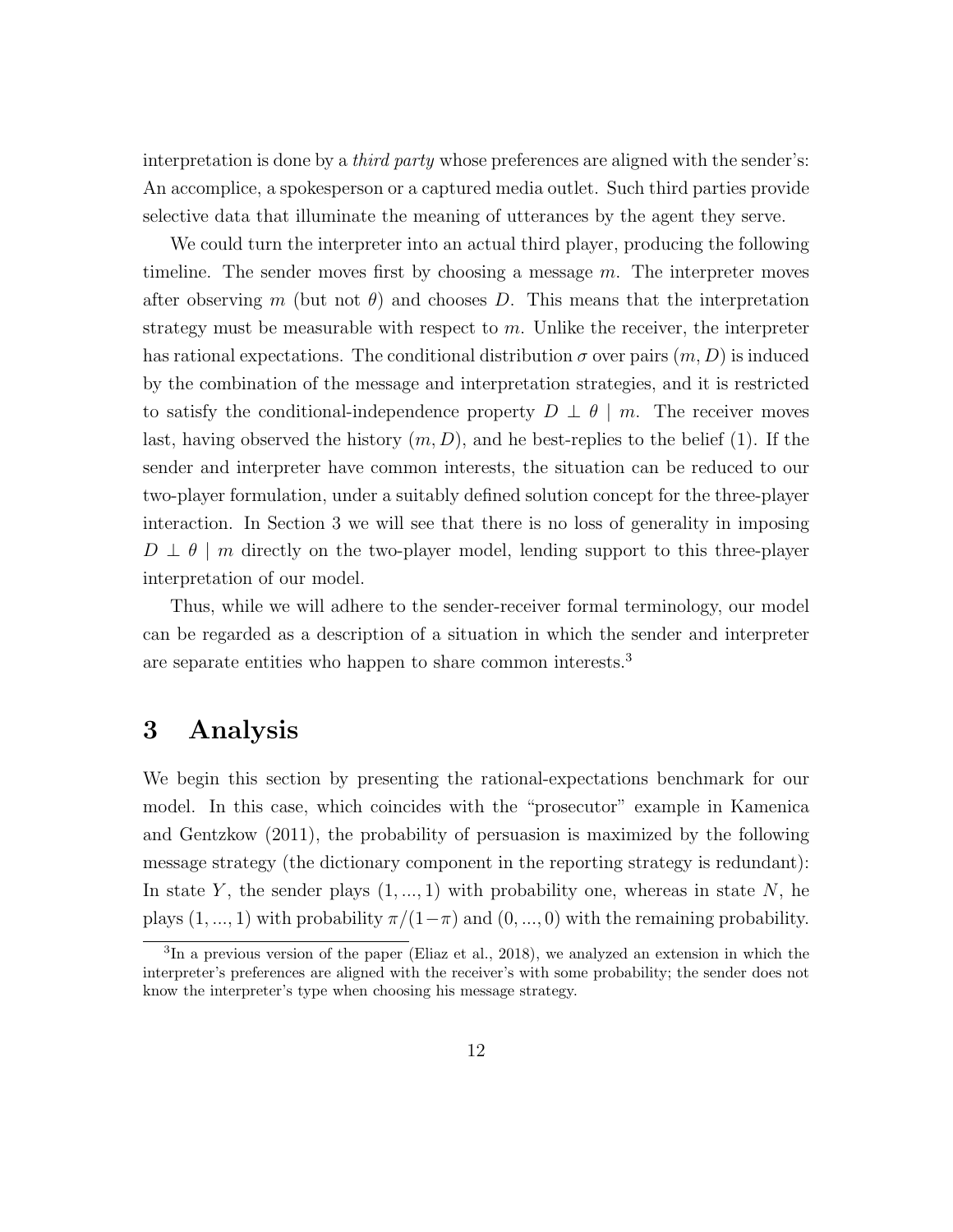interpretation is done by a *third party* whose preferences are aligned with the sender's: An accomplice, a spokesperson or a captured media outlet. Such third parties provide selective data that illuminate the meaning of utterances by the agent they serve.

We could turn the interpreter into an actual third player, producing the following timeline. The sender moves first by choosing a message $m$. The interpreter moves after observing $m$ (but not $\theta$) and chooses $D$. This means that the interpretation strategy must be measurable with respect to $m$. Unlike the receiver, the interpreter has rational expectations. The conditional distribution $\sigma$ over pairs $(m, D)$ is induced by the combination of the message and interpretation strategies, and it is restricted to satisfy the conditional-independence property $D \perp \theta \mid m$. The receiver moves last, having observed the history $(m, D)$, and he best-replies to the belief (1). If the sender and interpreter have common interests, the situation can be reduced to our two-player formulation, under a suitably defined solution concept for the three-player interaction. In Section 3 we will see that there is no loss of generality in imposing $D \perp \theta \mid m$ directly on the two-player model, lending support to this three-player interpretation of our model.

Thus, while we will adhere to the sender-receiver formal terminology, our model can be regarded as a description of a situation in which the sender and interpreter are separate entities who happen to share common interests.[3]

# 3 Analysis

We begin this section by presenting the rational-expectations benchmark for our model. In this case, which coincides with the "prosecutor" example in Kamenica and Gentzkow (2011), the probability of persuasion is maximized by the following message strategy (the dictionary component in the reporting strategy is redundant): In state $Y$, the sender plays $(1, ..., 1)$ with probability one, whereas in state $N$, he plays $(1, ..., 1)$ with probability $\pi/(1-\pi)$ and $(0, ..., 0)$ with the remaining probability.

[3] In a previous version of the paper (Eliaz et al., 2018), we analyzed an extension in which the interpreter's preferences are aligned with the receiver's with some probability; the sender does not know the interpreter's type when choosing his message strategy.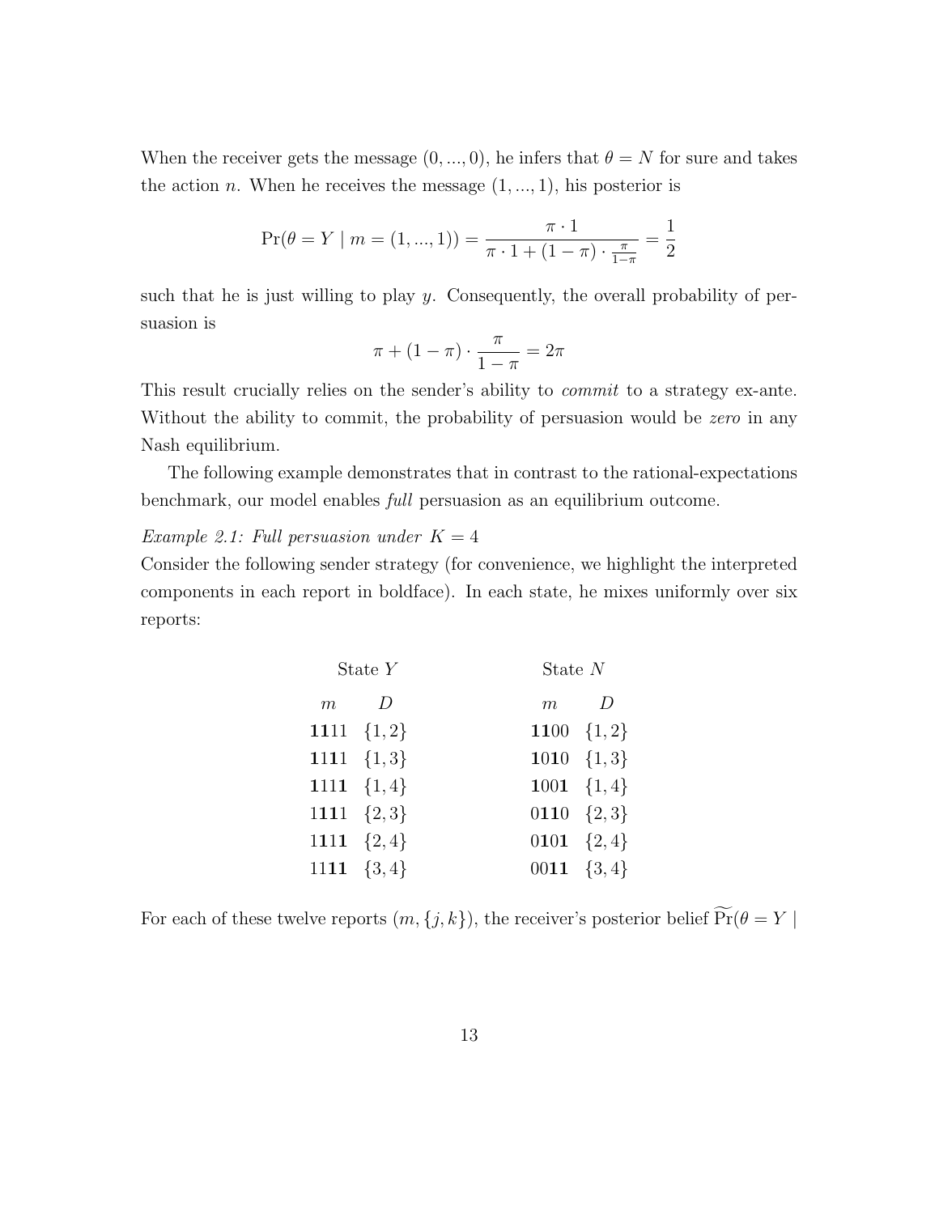When the receiver gets the message $(0, ..., 0)$, he infers that $\theta = N$ for sure and takes the action $n$. When he receives the message $(1, ..., 1)$, his posterior is

$$\Pr(\theta = Y \mid m = (1, ..., 1)) = \frac{\pi \cdot 1}{\pi \cdot 1 + (1 - \pi) \cdot \frac{\pi}{1-\pi}} = \frac{1}{2}$$

such that he is just willing to play $y$. Consequently, the overall probability of persuasion is

$$\pi + (1 - \pi) \cdot \frac{\pi}{1 - \pi} = 2\pi$$

This result crucially relies on the sender's ability to *commit* to a strategy ex-ante. Without the ability to commit, the probability of persuasion would be *zero* in any Nash equilibrium.

The following example demonstrates that in contrast to the rational-expectations benchmark, our model enables *full* persuasion as an equilibrium outcome.

*Example 2.1: Full persuasion under $K = 4$*

Consider the following sender strategy (for convenience, we highlight the interpreted components in each report in boldface). In each state, he mixes uniformly over six reports:

| State $Y$ | | State $N$ | |
|---|---|---|---|
| $m$ | $D$ | $m$ | $D$ |
| **11**11 | $\{1, 2\}$ | **11**00 | $\{1, 2\}$ |
| **1**1**1**1 | $\{1, 3\}$ | **1**0**1**0 | $\{1, 3\}$ |
| **1**11**1** | $\{1, 4\}$ | **1**00**1** | $\{1, 4\}$ |
| 1**11**1 | $\{2, 3\}$ | 0**11**0 | $\{2, 3\}$ |
| 1**1**1**1** | $\{2, 4\}$ | 0**1**0**1** | $\{2, 4\}$ |
| 11**11** | $\{3, 4\}$ | 00**11** | $\{3, 4\}$ |

For each of these twelve reports $(m, \{j, k\})$, the receiver's posterior belief $\widetilde{\Pr}(\theta = Y \mid$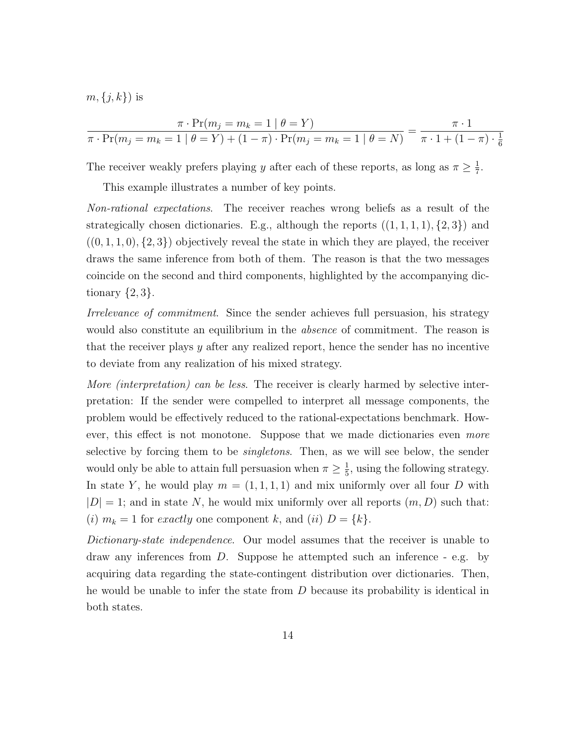$m, \{j, k\})$ is

$$\frac{\pi \cdot \Pr(m_j = m_k = 1 \mid \theta = Y)}{\pi \cdot \Pr(m_j = m_k = 1 \mid \theta = Y) + (1 - \pi) \cdot \Pr(m_j = m_k = 1 \mid \theta = N)} = \frac{\pi \cdot 1}{\pi \cdot 1 + (1 - \pi) \cdot \frac{1}{6}}$$

The receiver weakly prefers playing $y$ after each of these reports, as long as $\pi \geq \frac{1}{7}$.

This example illustrates a number of key points.

*Non-rational expectations*. The receiver reaches wrong beliefs as a result of the strategically chosen dictionaries. E.g., although the reports $((1, 1, 1, 1), \{2, 3\})$ and $((0, 1, 1, 0), \{2, 3\})$ objectively reveal the state in which they are played, the receiver draws the same inference from both of them. The reason is that the two messages coincide on the second and third components, highlighted by the accompanying dictionary $\{2, 3\}$.

*Irrelevance of commitment*. Since the sender achieves full persuasion, his strategy would also constitute an equilibrium in the *absence* of commitment. The reason is that the receiver plays $y$ after any realized report, hence the sender has no incentive to deviate from any realization of his mixed strategy.

*More (interpretation) can be less*. The receiver is clearly harmed by selective interpretation: If the sender were compelled to interpret all message components, the problem would be effectively reduced to the rational-expectations benchmark. However, this effect is not monotone. Suppose that we made dictionaries even *more* selective by forcing them to be *singletons*. Then, as we will see below, the sender would only be able to attain full persuasion when $\pi \geq \frac{1}{5}$, using the following strategy. In state $Y$, he would play $m = (1, 1, 1, 1)$ and mix uniformly over all four $D$ with $|D| = 1$; and in state $N$, he would mix uniformly over all reports $(m, D)$ such that: $(i)$ $m_k = 1$ for *exactly* one component $k$, and $(ii)$ $D = \{k\}$.

*Dictionary-state independence*. Our model assumes that the receiver is unable to draw any inferences from $D$. Suppose he attempted such an inference - e.g. by acquiring data regarding the state-contingent distribution over dictionaries. Then, he would be unable to infer the state from $D$ because its probability is identical in both states.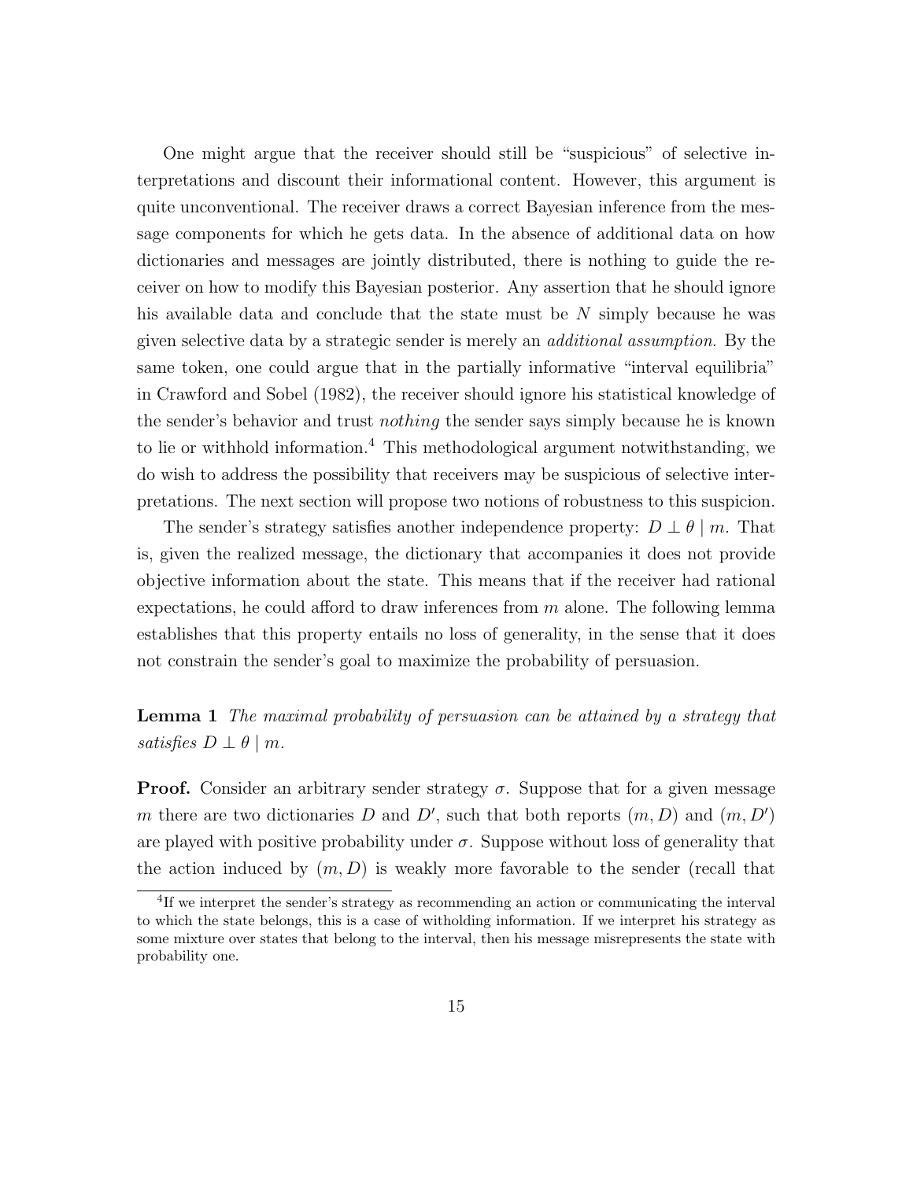One might argue that the receiver should still be "suspicious" of selective interpretations and discount their informational content. However, this argument is quite unconventional. The receiver draws a correct Bayesian inference from the message components for which he gets data. In the absence of additional data on how dictionaries and messages are jointly distributed, there is nothing to guide the receiver on how to modify this Bayesian posterior. Any assertion that he should ignore his available data and conclude that the state must be $N$ simply because he was given selective data by a strategic sender is merely an *additional assumption*. By the same token, one could argue that in the partially informative "interval equilibria" in Crawford and Sobel (1982), the receiver should ignore his statistical knowledge of the sender's behavior and trust *nothing* the sender says simply because he is known to lie or withhold information.[4] This methodological argument notwithstanding, we do wish to address the possibility that receivers may be suspicious of selective interpretations. The next section will propose two notions of robustness to this suspicion.

The sender's strategy satisfies another independence property: $D \perp \theta \mid m$. That is, given the realized message, the dictionary that accompanies it does not provide objective information about the state. This means that if the receiver had rational expectations, he could afford to draw inferences from $m$ alone. The following lemma establishes that this property entails no loss of generality, in the sense that it does not constrain the sender's goal to maximize the probability of persuasion.

**Lemma 1** *The maximal probability of persuasion can be attained by a strategy that satisfies $D \perp \theta \mid m$.*

**Proof.** Consider an arbitrary sender strategy $\sigma$. Suppose that for a given message $m$ there are two dictionaries $D$ and $D'$, such that both reports $(m, D)$ and $(m, D')$ are played with positive probability under $\sigma$. Suppose without loss of generality that the action induced by $(m, D)$ is weakly more favorable to the sender (recall that

[4] If we interpret the sender's strategy as recommending an action or communicating the interval to which the state belongs, this is a case of witholding information. If we interpret his strategy as some mixture over states that belong to the interval, then his message misrepresents the state with probability one.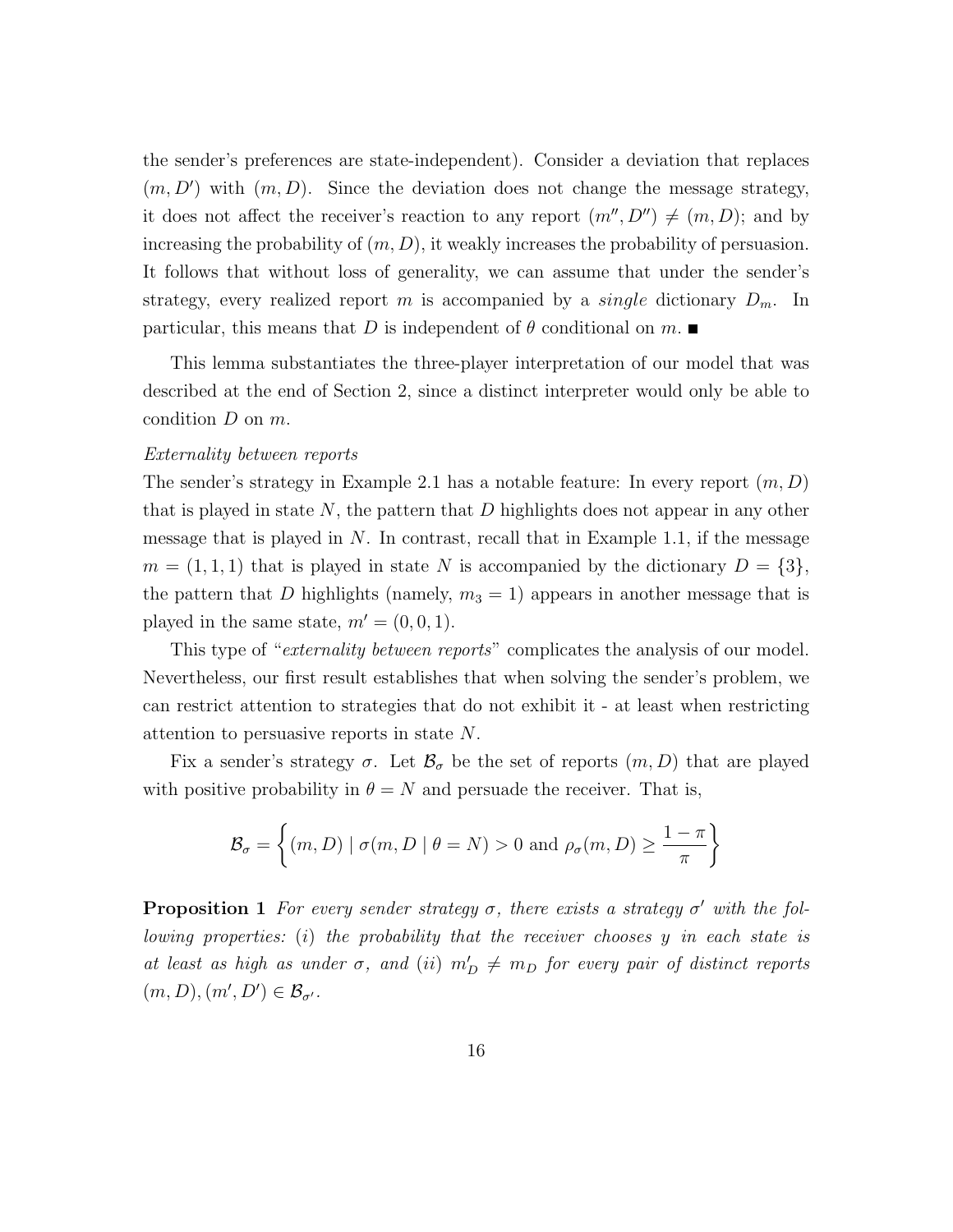the sender's preferences are state-independent). Consider a deviation that replaces $(m, D')$ with $(m, D)$. Since the deviation does not change the message strategy, it does not affect the receiver's reaction to any report $(m'', D'') \neq (m, D)$; and by increasing the probability of $(m, D)$, it weakly increases the probability of persuasion. It follows that without loss of generality, we can assume that under the sender's strategy, every realized report $m$ is accompanied by a *single* dictionary $D_m$. In particular, this means that $D$ is independent of $\theta$ conditional on $m$. ■

This lemma substantiates the three-player interpretation of our model that was described at the end of Section 2, since a distinct interpreter would only be able to condition $D$ on $m$.

*Externality between reports*

The sender's strategy in Example 2.1 has a notable feature: In every report $(m, D)$ that is played in state $N$, the pattern that $D$ highlights does not appear in any other message that is played in $N$. In contrast, recall that in Example 1.1, if the message $m = (1, 1, 1)$ that is played in state $N$ is accompanied by the dictionary $D = \{3\}$, the pattern that $D$ highlights (namely, $m_3 = 1$) appears in another message that is played in the same state, $m' = (0, 0, 1)$.

This type of "*externality between reports*" complicates the analysis of our model. Nevertheless, our first result establishes that when solving the sender's problem, we can restrict attention to strategies that do not exhibit it - at least when restricting attention to persuasive reports in state $N$.

Fix a sender's strategy $\sigma$. Let $\mathcal{B}_\sigma$ be the set of reports $(m, D)$ that are played with positive probability in $\theta = N$ and persuade the receiver. That is,

$$\mathcal{B}_\sigma = \left\{ (m, D) \mid \sigma(m, D \mid \theta = N) > 0 \text{ and } \rho_\sigma(m, D) \geq \frac{1 - \pi}{\pi} \right\}$$

**Proposition 1** *For every sender strategy $\sigma$, there exists a strategy $\sigma'$ with the following properties: $(i)$ the probability that the receiver chooses $y$ in each state is at least as high as under $\sigma$, and $(ii)$ $m'_D \neq m_D$ for every pair of distinct reports $(m, D), (m', D') \in \mathcal{B}_{\sigma'}$.*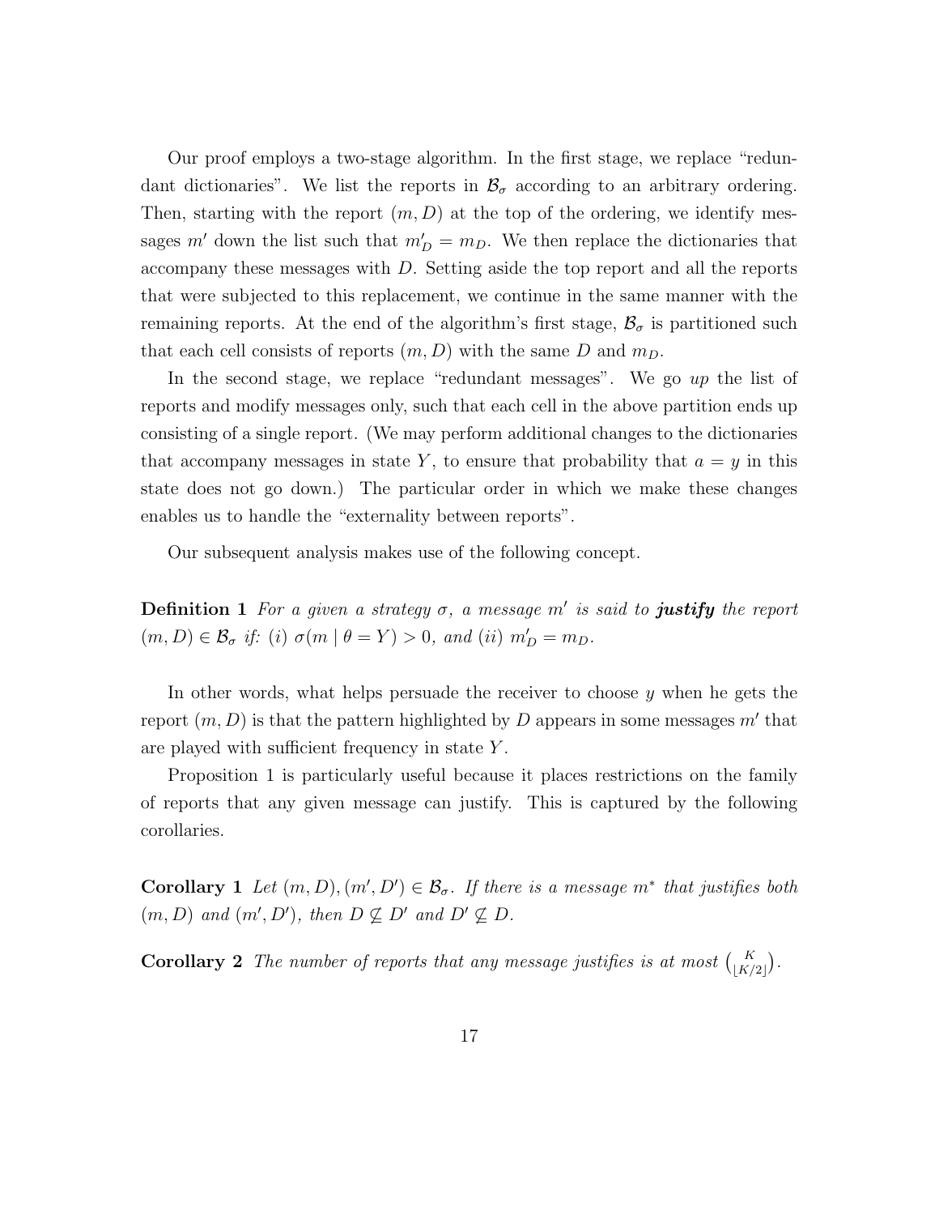Our proof employs a two-stage algorithm. In the first stage, we replace "redundant dictionaries". We list the reports in $\mathcal{B}_\sigma$ according to an arbitrary ordering. Then, starting with the report $(m, D)$ at the top of the ordering, we identify messages $m'$ down the list such that $m'_D = m_D$. We then replace the dictionaries that accompany these messages with $D$. Setting aside the top report and all the reports that were subjected to this replacement, we continue in the same manner with the remaining reports. At the end of the algorithm's first stage, $\mathcal{B}_\sigma$ is partitioned such that each cell consists of reports $(m, D)$ with the same $D$ and $m_D$.

In the second stage, we replace "redundant messages". We go *up* the list of reports and modify messages only, such that each cell in the above partition ends up consisting of a single report. (We may perform additional changes to the dictionaries that accompany messages in state $Y$, to ensure that probability that $a = y$ in this state does not go down.) The particular order in which we make these changes enables us to handle the "externality between reports".

Our subsequent analysis makes use of the following concept.

**Definition 1** *For a given a strategy $\sigma$, a message $m'$ is said to **justify** the report $(m, D) \in \mathcal{B}_\sigma$ if: (i) $\sigma(m \mid \theta = Y) > 0$, and (ii) $m'_D = m_D$.*

In other words, what helps persuade the receiver to choose $y$ when he gets the report $(m, D)$ is that the pattern highlighted by $D$ appears in some messages $m'$ that are played with sufficient frequency in state $Y$.

Proposition 1 is particularly useful because it places restrictions on the family of reports that any given message can justify. This is captured by the following corollaries.

**Corollary 1** *Let $(m, D), (m', D') \in \mathcal{B}_\sigma$. If there is a message $m^*$ that justifies both $(m, D)$ and $(m', D')$, then $D \not\subseteq D'$ and $D' \not\subseteq D$.*

**Corollary 2** *The number of reports that any message justifies is at most $\binom{K}{\lfloor K/2 \rfloor}$.*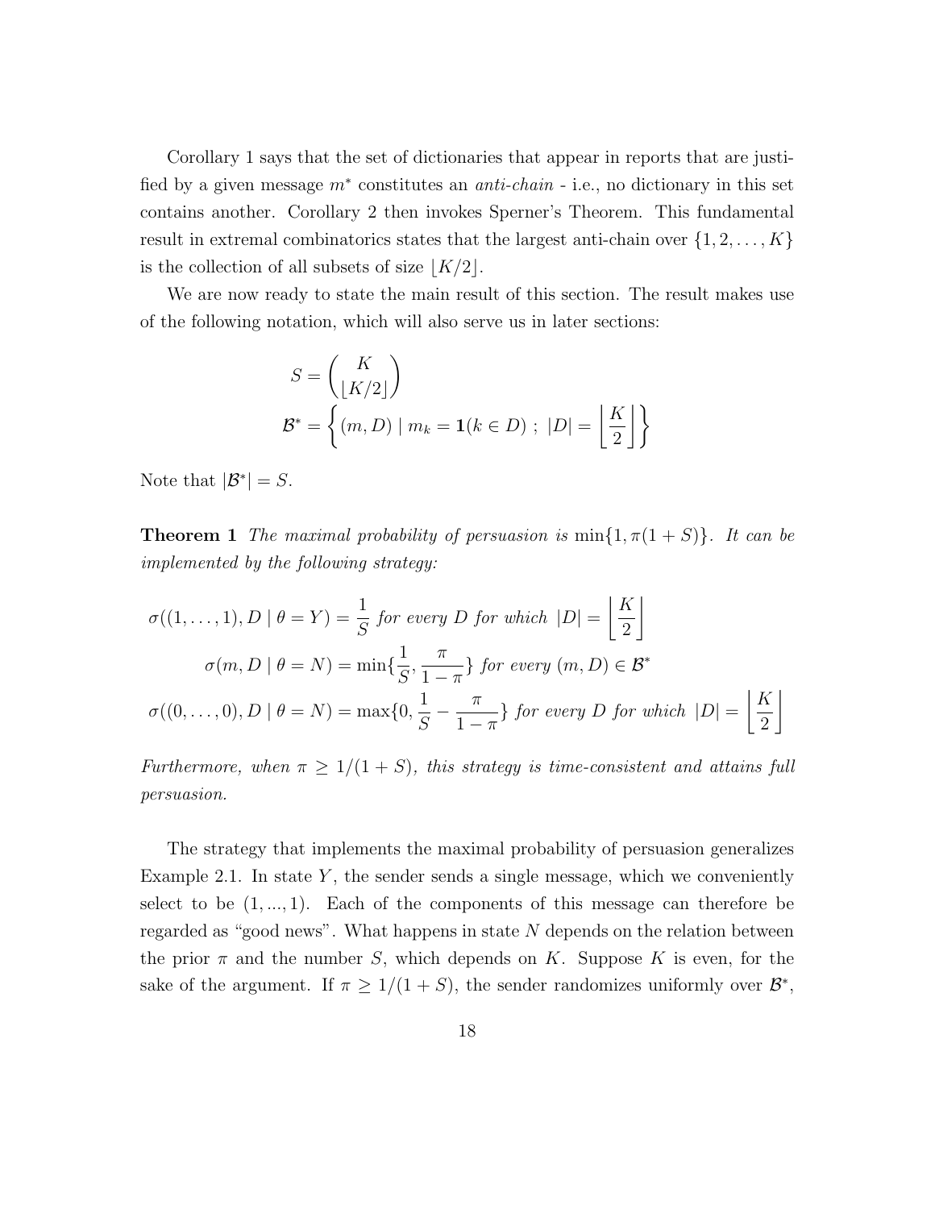Corollary 1 says that the set of dictionaries that appear in reports that are justified by a given message $m^*$ constitutes an *anti-chain* - i.e., no dictionary in this set contains another. Corollary 2 then invokes Sperner's Theorem. This fundamental result in extremal combinatorics states that the largest anti-chain over $\{1, 2, \ldots, K\}$ is the collection of all subsets of size $\lfloor K/2 \rfloor$.

We are now ready to state the main result of this section. The result makes use of the following notation, which will also serve us in later sections:

$$S = \binom{K}{\lfloor K/2 \rfloor}$$

$$\mathcal{B}^* = \left\{ (m, D) \mid m_k = \mathbf{1}(k \in D) \; ; \; |D| = \left\lfloor \frac{K}{2} \right\rfloor \right\}$$

Note that $|\mathcal{B}^*| = S$.

**Theorem 1** *The maximal probability of persuasion is* $\min\{1, \pi(1+S)\}$*. It can be implemented by the following strategy:*

$$\sigma((1, \ldots, 1), D \mid \theta = Y) = \frac{1}{S} \text{ for every } D \text{ for which } |D| = \left\lfloor \frac{K}{2} \right\rfloor$$

$$\sigma(m, D \mid \theta = N) = \min\{\frac{1}{S}, \frac{\pi}{1-\pi}\} \text{ for every } (m, D) \in \mathcal{B}^*$$

$$\sigma((0, \ldots, 0), D \mid \theta = N) = \max\{0, \frac{1}{S} - \frac{\pi}{1-\pi}\} \text{ for every } D \text{ for which } |D| = \left\lfloor \frac{K}{2} \right\rfloor$$

*Furthermore, when* $\pi \geq 1/(1+S)$*, this strategy is time-consistent and attains full persuasion.*

The strategy that implements the maximal probability of persuasion generalizes Example 2.1. In state $Y$, the sender sends a single message, which we conveniently select to be $(1, ..., 1)$. Each of the components of this message can therefore be regarded as "good news". What happens in state $N$ depends on the relation between the prior $\pi$ and the number $S$, which depends on $K$. Suppose $K$ is even, for the sake of the argument. If $\pi \geq 1/(1+S)$, the sender randomizes uniformly over $\mathcal{B}^*$,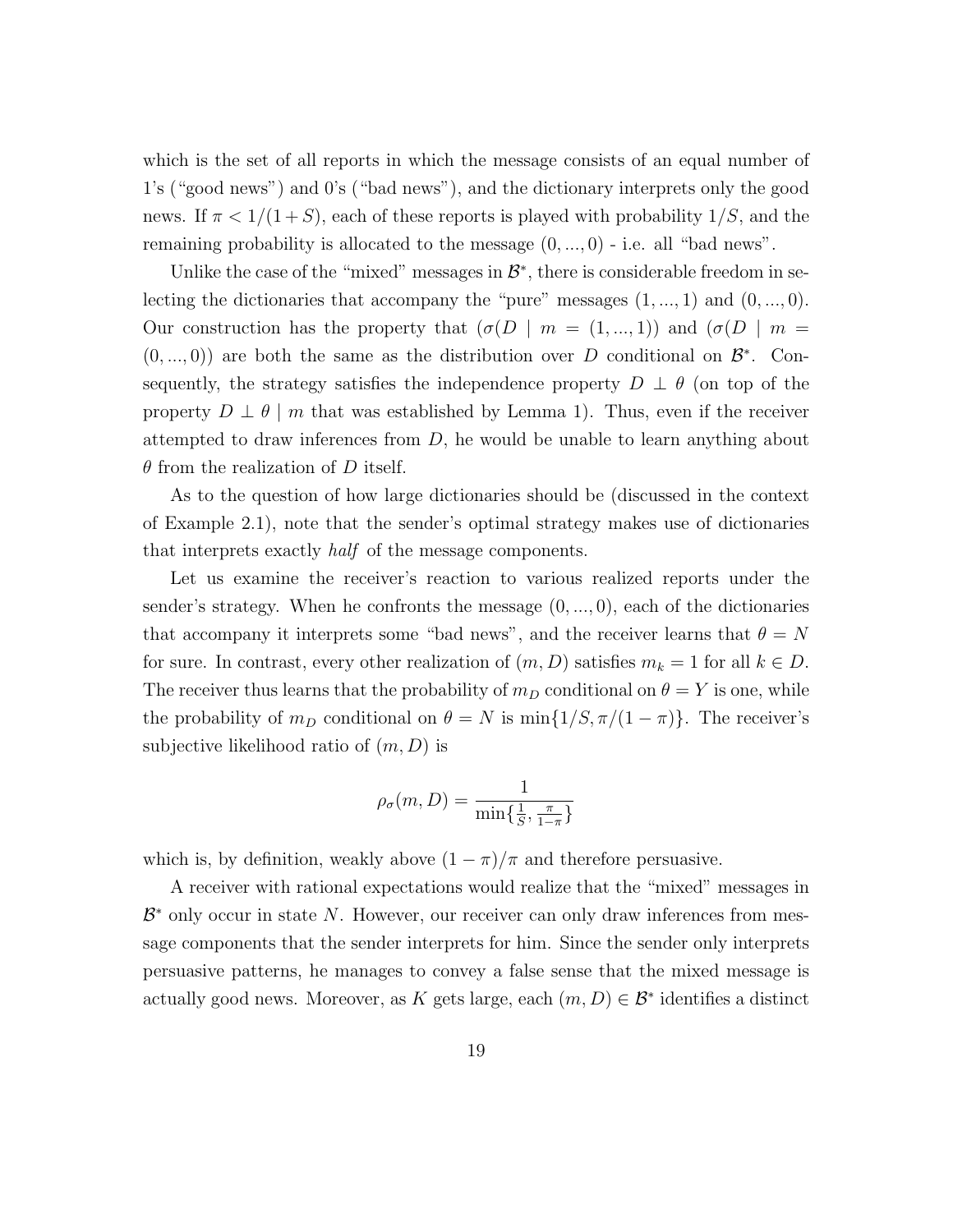which is the set of all reports in which the message consists of an equal number of 1's ("good news") and 0's ("bad news"), and the dictionary interprets only the good news. If $\pi < 1/(1+S)$, each of these reports is played with probability $1/S$, and the remaining probability is allocated to the message $(0,...,0)$ - i.e. all "bad news".

Unlike the case of the "mixed" messages in $\mathcal{B}^*$, there is considerable freedom in selecting the dictionaries that accompany the "pure" messages $(1,...,1)$ and $(0,...,0)$. Our construction has the property that $(\sigma(D \mid m = (1,...,1))$ and $(\sigma(D \mid m = (0,...,0))$ are both the same as the distribution over $D$ conditional on $\mathcal{B}^*$. Consequently, the strategy satisfies the independence property $D \perp \theta$ (on top of the property $D \perp \theta \mid m$ that was established by Lemma 1). Thus, even if the receiver attempted to draw inferences from $D$, he would be unable to learn anything about $\theta$ from the realization of $D$ itself.

As to the question of how large dictionaries should be (discussed in the context of Example 2.1), note that the sender's optimal strategy makes use of dictionaries that interprets exactly *half* of the message components.

Let us examine the receiver's reaction to various realized reports under the sender's strategy. When he confronts the message $(0,...,0)$, each of the dictionaries that accompany it interprets some "bad news", and the receiver learns that $\theta = N$ for sure. In contrast, every other realization of $(m, D)$ satisfies $m_k = 1$ for all $k \in D$. The receiver thus learns that the probability of $m_D$ conditional on $\theta = Y$ is one, while the probability of $m_D$ conditional on $\theta = N$ is $\min\{1/S, \pi/(1-\pi)\}$. The receiver's subjective likelihood ratio of $(m, D)$ is

$$\rho_\sigma(m, D) = \frac{1}{\min\{\frac{1}{S}, \frac{\pi}{1-\pi}\}}$$

which is, by definition, weakly above $(1-\pi)/\pi$ and therefore persuasive.

A receiver with rational expectations would realize that the "mixed" messages in $\mathcal{B}^*$ only occur in state $N$. However, our receiver can only draw inferences from message components that the sender interprets for him. Since the sender only interprets persuasive patterns, he manages to convey a false sense that the mixed message is actually good news. Moreover, as $K$ gets large, each $(m, D) \in \mathcal{B}^*$ identifies a distinct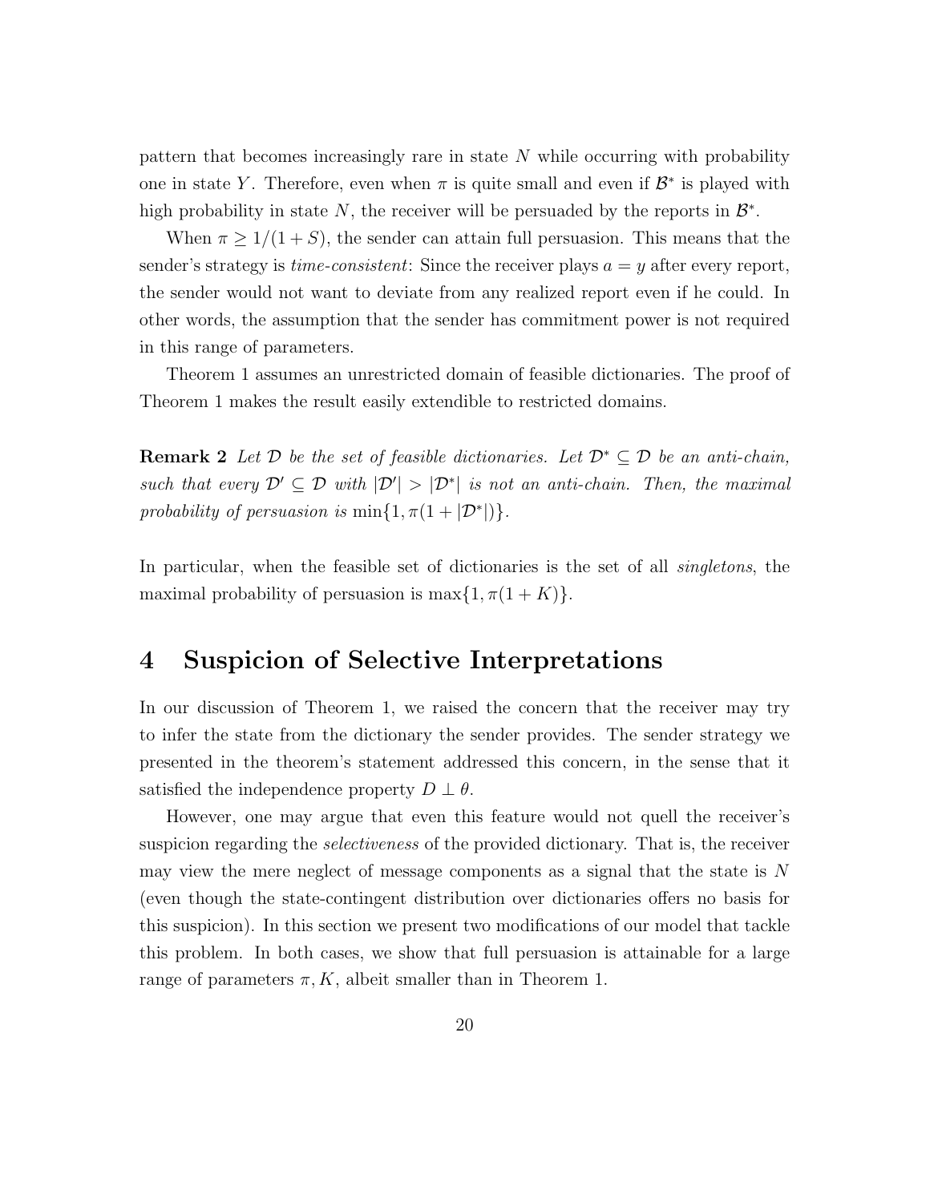pattern that becomes increasingly rare in state $N$ while occurring with probability one in state $Y$. Therefore, even when $\pi$ is quite small and even if $\mathcal{B}^*$ is played with high probability in state $N$, the receiver will be persuaded by the reports in $\mathcal{B}^*$.

When $\pi \geq 1/(1+S)$, the sender can attain full persuasion. This means that the sender's strategy is *time-consistent*: Since the receiver plays $a = y$ after every report, the sender would not want to deviate from any realized report even if he could. In other words, the assumption that the sender has commitment power is not required in this range of parameters.

Theorem 1 assumes an unrestricted domain of feasible dictionaries. The proof of Theorem 1 makes the result easily extendible to restricted domains.

**Remark 2** *Let $\mathcal{D}$ be the set of feasible dictionaries. Let $\mathcal{D}^* \subseteq \mathcal{D}$ be an anti-chain, such that every $\mathcal{D}' \subseteq \mathcal{D}$ with $|\mathcal{D}'| > |\mathcal{D}^*|$ is not an anti-chain. Then, the maximal probability of persuasion is $\min\{1, \pi(1 + |\mathcal{D}^*|)\}$.*

In particular, when the feasible set of dictionaries is the set of all *singletons*, the maximal probability of persuasion is $\max\{1, \pi(1 + K)\}$.

# 4 Suspicion of Selective Interpretations

In our discussion of Theorem 1, we raised the concern that the receiver may try to infer the state from the dictionary the sender provides. The sender strategy we presented in the theorem's statement addressed this concern, in the sense that it satisfied the independence property $D \perp \theta$.

However, one may argue that even this feature would not quell the receiver's suspicion regarding the *selectiveness* of the provided dictionary. That is, the receiver may view the mere neglect of message components as a signal that the state is $N$ (even though the state-contingent distribution over dictionaries offers no basis for this suspicion). In this section we present two modifications of our model that tackle this problem. In both cases, we show that full persuasion is attainable for a large range of parameters $\pi, K$, albeit smaller than in Theorem 1.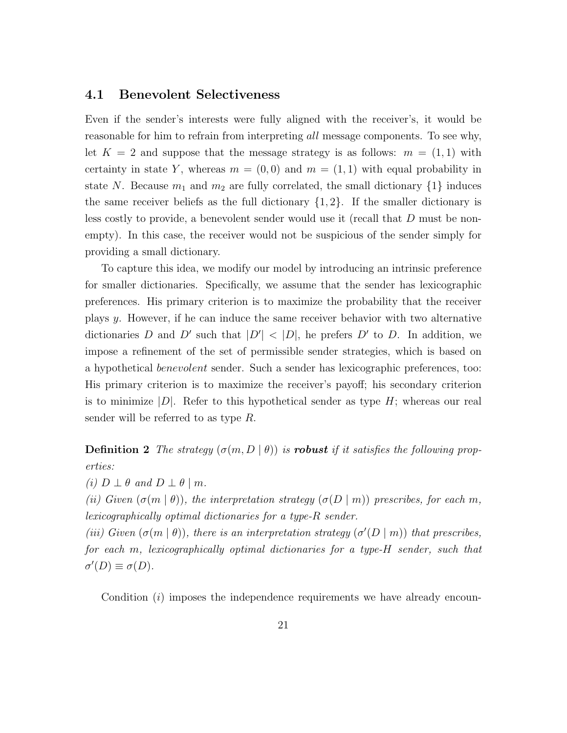### 4.1 Benevolent Selectiveness

Even if the sender's interests were fully aligned with the receiver's, it would be reasonable for him to refrain from interpreting *all* message components. To see why, let $K = 2$ and suppose that the message strategy is as follows: $m = (1, 1)$ with certainty in state $Y$, whereas $m = (0, 0)$ and $m = (1, 1)$ with equal probability in state $N$. Because $m_1$ and $m_2$ are fully correlated, the small dictionary $\{1\}$ induces the same receiver beliefs as the full dictionary $\{1, 2\}$. If the smaller dictionary is less costly to provide, a benevolent sender would use it (recall that $D$ must be non-empty). In this case, the receiver would not be suspicious of the sender simply for providing a small dictionary.

To capture this idea, we modify our model by introducing an intrinsic preference for smaller dictionaries. Specifically, we assume that the sender has lexicographic preferences. His primary criterion is to maximize the probability that the receiver plays $y$. However, if he can induce the same receiver behavior with two alternative dictionaries $D$ and $D'$ such that $|D'| < |D|$, he prefers $D'$ to $D$. In addition, we impose a refinement of the set of permissible sender strategies, which is based on a hypothetical *benevolent* sender. Such a sender has lexicographic preferences, too: His primary criterion is to maximize the receiver's payoff; his secondary criterion is to minimize $|D|$. Refer to this hypothetical sender as type $H$; whereas our real sender will be referred to as type $R$.

**Definition 2** *The strategy* $(\sigma(m, D \mid \theta))$ *is* ***robust*** *if it satisfies the following properties:*

*(i)* $D \perp \theta$ *and* $D \perp \theta \mid m$.

*(ii) Given* $(\sigma(m \mid \theta))$, *the interpretation strategy* $(\sigma(D \mid m))$ *prescribes, for each* $m$, *lexicographically optimal dictionaries for a type-*$R$ *sender.*

*(iii) Given* $(\sigma(m \mid \theta))$, *there is an interpretation strategy* $(\sigma'(D \mid m))$ *that prescribes, for each* $m$, *lexicographically optimal dictionaries for a type-*$H$ *sender, such that* $\sigma'(D) \equiv \sigma(D)$.

Condition $(i)$ imposes the independence requirements we have already encoun-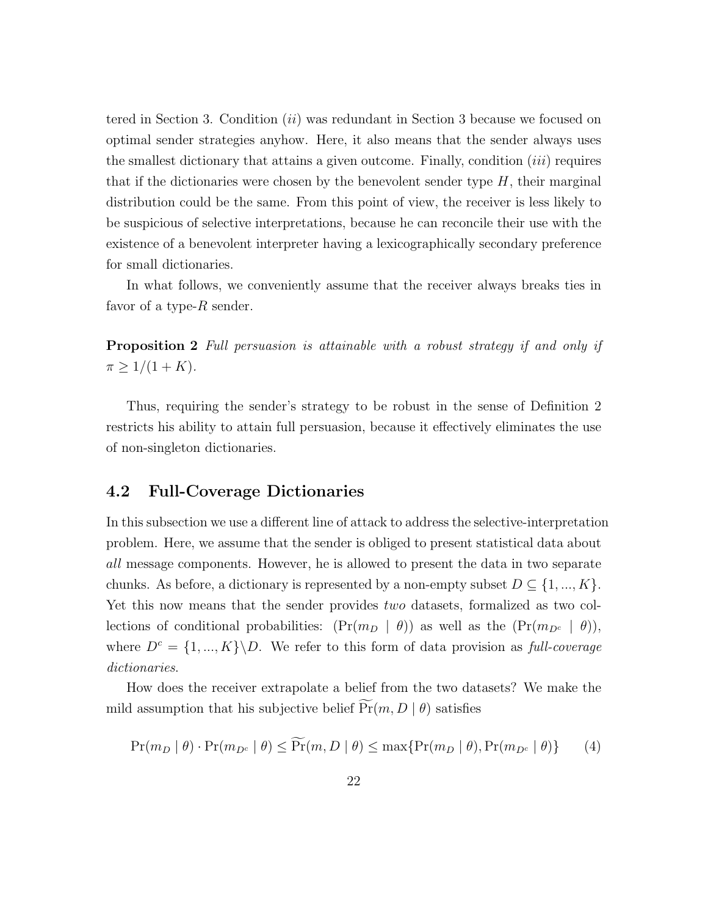tered in Section 3. Condition (*ii*) was redundant in Section 3 because we focused on optimal sender strategies anyhow. Here, it also means that the sender always uses the smallest dictionary that attains a given outcome. Finally, condition (*iii*) requires that if the dictionaries were chosen by the benevolent sender type $H$, their marginal distribution could be the same. From this point of view, the receiver is less likely to be suspicious of selective interpretations, because he can reconcile their use with the existence of a benevolent interpreter having a lexicographically secondary preference for small dictionaries.

In what follows, we conveniently assume that the receiver always breaks ties in favor of a type-$R$ sender.

**Proposition 2** *Full persuasion is attainable with a robust strategy if and only if* $\pi \geq 1/(1+K)$.

Thus, requiring the sender's strategy to be robust in the sense of Definition 2 restricts his ability to attain full persuasion, because it effectively eliminates the use of non-singleton dictionaries.

## 4.2 Full-Coverage Dictionaries

In this subsection we use a different line of attack to address the selective-interpretation problem. Here, we assume that the sender is obliged to present statistical data about *all* message components. However, he is allowed to present the data in two separate chunks. As before, a dictionary is represented by a non-empty subset $D \subseteq \{1, ..., K\}$. Yet this now means that the sender provides *two* datasets, formalized as two collections of conditional probabilities: $(\Pr(m_D \mid \theta))$ as well as the $(\Pr(m_{D^c} \mid \theta))$, where $D^c = \{1, ..., K\} \backslash D$. We refer to this form of data provision as *full-coverage dictionaries*.

How does the receiver extrapolate a belief from the two datasets? We make the mild assumption that his subjective belief $\widetilde{\Pr}(m, D \mid \theta)$ satisfies

$$\Pr(m_D \mid \theta) \cdot \Pr(m_{D^c} \mid \theta) \leq \widetilde{\Pr}(m, D \mid \theta) \leq \max\{\Pr(m_D \mid \theta), \Pr(m_{D^c} \mid \theta)\} \qquad (4)$$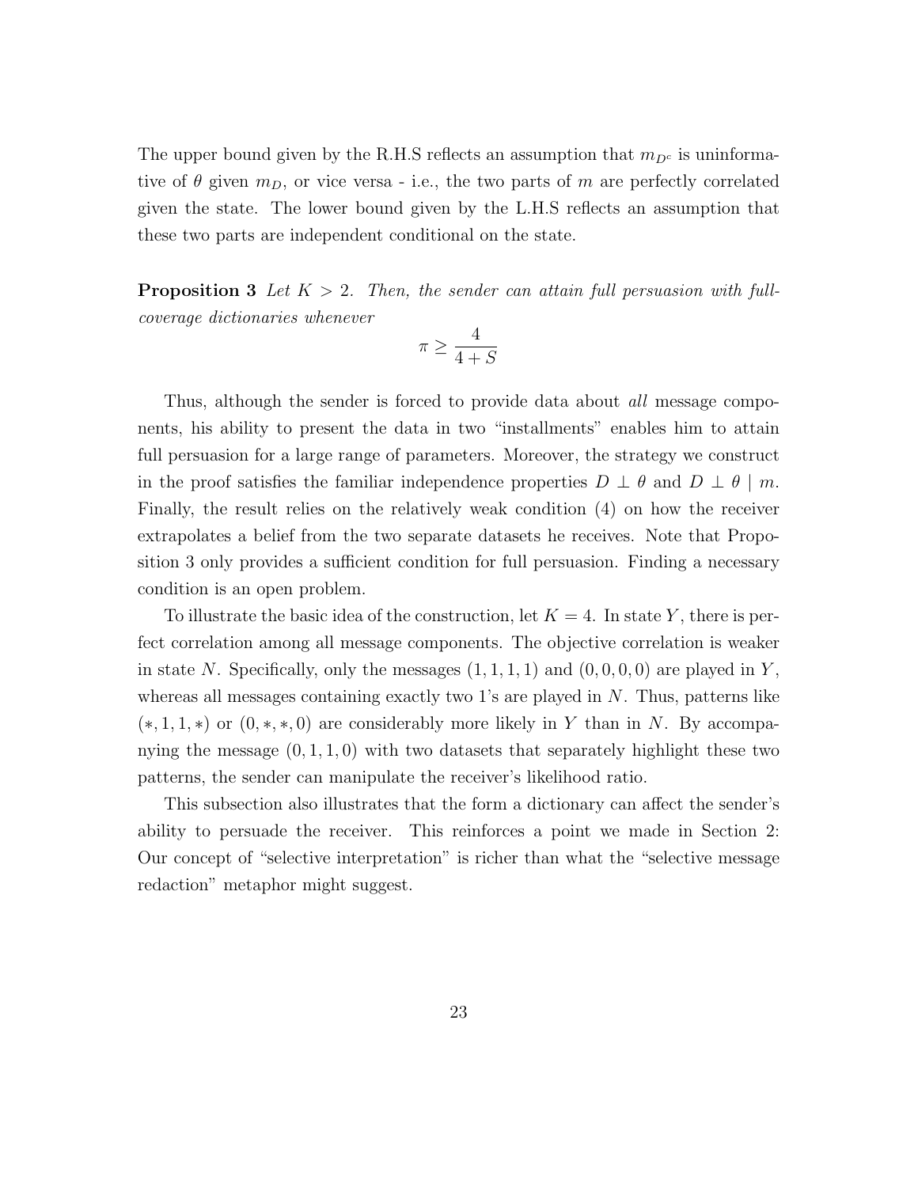The upper bound given by the R.H.S reflects an assumption that $m_{D^c}$ is uninformative of $\theta$ given $m_D$, or vice versa - i.e., the two parts of $m$ are perfectly correlated given the state. The lower bound given by the L.H.S reflects an assumption that these two parts are independent conditional on the state.

**Proposition 3** *Let $K > 2$. Then, the sender can attain full persuasion with full-coverage dictionaries whenever*

$$\pi \geq \frac{4}{4+S}$$

Thus, although the sender is forced to provide data about *all* message components, his ability to present the data in two "installments" enables him to attain full persuasion for a large range of parameters. Moreover, the strategy we construct in the proof satisfies the familiar independence properties $D \perp \theta$ and $D \perp \theta \mid m$. Finally, the result relies on the relatively weak condition (4) on how the receiver extrapolates a belief from the two separate datasets he receives. Note that Proposition 3 only provides a sufficient condition for full persuasion. Finding a necessary condition is an open problem.

To illustrate the basic idea of the construction, let $K = 4$. In state $Y$, there is perfect correlation among all message components. The objective correlation is weaker in state $N$. Specifically, only the messages $(1, 1, 1, 1)$ and $(0, 0, 0, 0)$ are played in $Y$, whereas all messages containing exactly two 1's are played in $N$. Thus, patterns like $(*, 1, 1, *)$ or $(0, *, *, 0)$ are considerably more likely in $Y$ than in $N$. By accompanying the message $(0, 1, 1, 0)$ with two datasets that separately highlight these two patterns, the sender can manipulate the receiver's likelihood ratio.

This subsection also illustrates that the form a dictionary can affect the sender's ability to persuade the receiver. This reinforces a point we made in Section 2: Our concept of "selective interpretation" is richer than what the "selective message redaction" metaphor might suggest.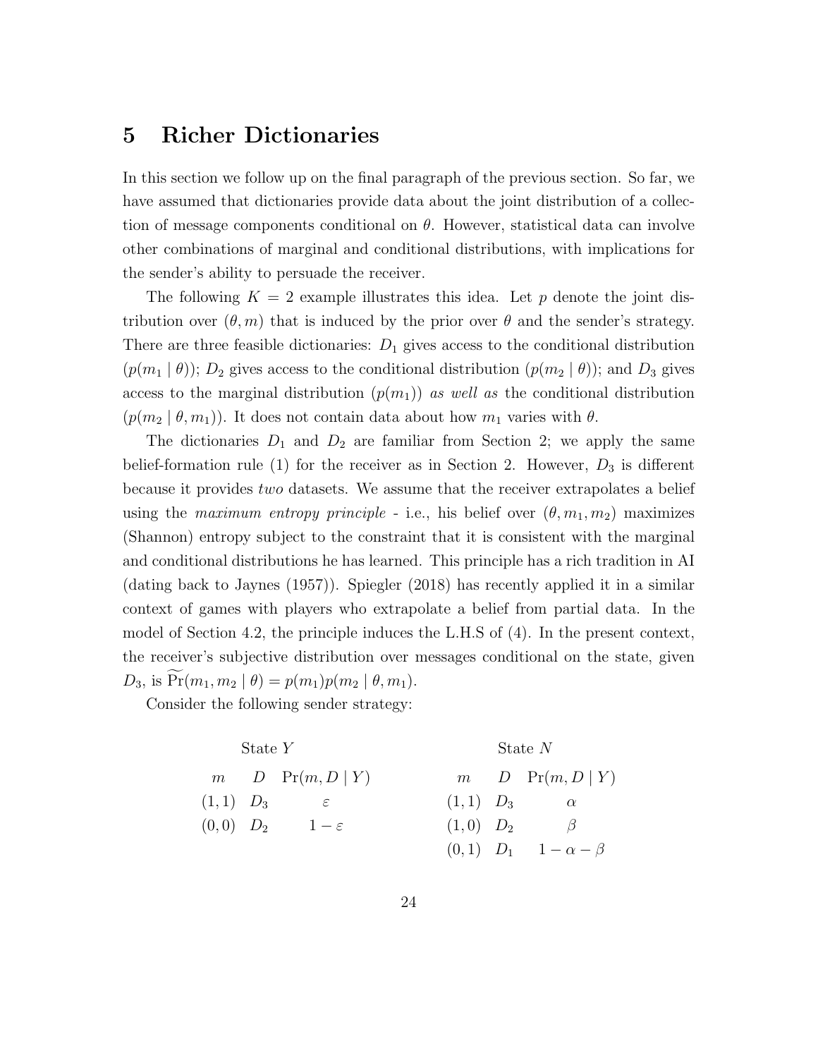# 5 Richer Dictionaries

In this section we follow up on the final paragraph of the previous section. So far, we have assumed that dictionaries provide data about the joint distribution of a collection of message components conditional on $\theta$. However, statistical data can involve other combinations of marginal and conditional distributions, with implications for the sender's ability to persuade the receiver.

The following $K = 2$ example illustrates this idea. Let $p$ denote the joint distribution over $(\theta, m)$ that is induced by the prior over $\theta$ and the sender's strategy. There are three feasible dictionaries: $D_1$ gives access to the conditional distribution $(p(m_1 \mid \theta))$; $D_2$ gives access to the conditional distribution $(p(m_2 \mid \theta))$; and $D_3$ gives access to the marginal distribution $(p(m_1))$ *as well as* the conditional distribution $(p(m_2 \mid \theta, m_1))$. It does not contain data about how $m_1$ varies with $\theta$.

The dictionaries $D_1$ and $D_2$ are familiar from Section 2; we apply the same belief-formation rule (1) for the receiver as in Section 2. However, $D_3$ is different because it provides *two* datasets. We assume that the receiver extrapolates a belief using the *maximum entropy principle* - i.e., his belief over $(\theta, m_1, m_2)$ maximizes (Shannon) entropy subject to the constraint that it is consistent with the marginal and conditional distributions he has learned. This principle has a rich tradition in AI (dating back to Jaynes (1957)). Spiegler (2018) has recently applied it in a similar context of games with players who extrapolate a belief from partial data. In the model of Section 4.2, the principle induces the L.H.S of (4). In the present context, the receiver's subjective distribution over messages conditional on the state, given $D_3$, is $\widetilde{\Pr}(m_1, m_2 \mid \theta) = p(m_1)p(m_2 \mid \theta, m_1)$.

Consider the following sender strategy:

| State $Y$ | | | State $N$ | | |
|---|---|---|---|---|---|
| $m$ | $D$ | $\Pr(m, D \mid Y)$ | $m$ | $D$ | $\Pr(m, D \mid Y)$ |
| $(1,1)$ | $D_3$ | $\varepsilon$ | $(1,1)$ | $D_3$ | $\alpha$ |
| $(0,0)$ | $D_2$ | $1-\varepsilon$ | $(1,0)$ | $D_2$ | $\beta$ |
| | | | $(0,1)$ | $D_1$ | $1-\alpha-\beta$ |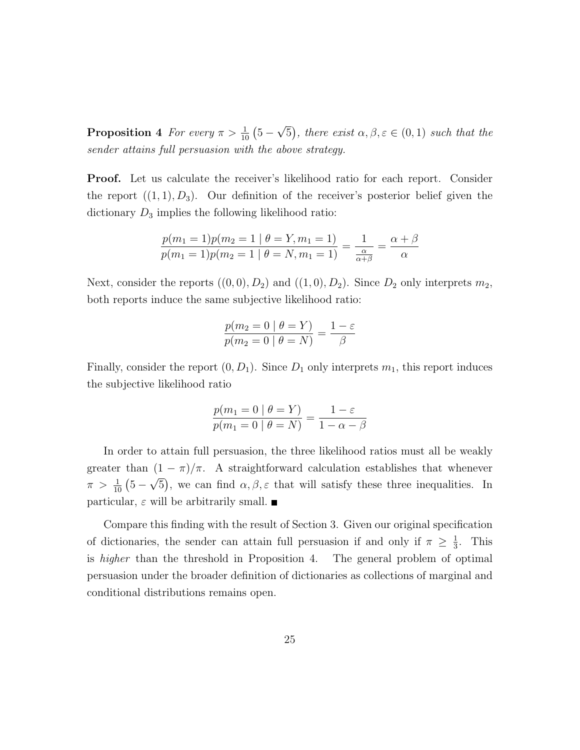**Proposition 4** *For every $\pi > \frac{1}{10}\left(5-\sqrt{5}\right)$, there exist $\alpha, \beta, \varepsilon \in (0,1)$ such that the sender attains full persuasion with the above strategy.*

**Proof.** Let us calculate the receiver's likelihood ratio for each report. Consider the report $((1,1), D_3)$. Our definition of the receiver's posterior belief given the dictionary $D_3$ implies the following likelihood ratio:

$$\frac{p(m_1 = 1)p(m_2 = 1 \mid \theta = Y, m_1 = 1)}{p(m_1 = 1)p(m_2 = 1 \mid \theta = N, m_1 = 1)} = \frac{1}{\frac{\alpha}{\alpha+\beta}} = \frac{\alpha+\beta}{\alpha}$$

Next, consider the reports $((0,0), D_2)$ and $((1,0), D_2)$. Since $D_2$ only interprets $m_2$, both reports induce the same subjective likelihood ratio:

$$\frac{p(m_2 = 0 \mid \theta = Y)}{p(m_2 = 0 \mid \theta = N)} = \frac{1-\varepsilon}{\beta}$$

Finally, consider the report $(0, D_1)$. Since $D_1$ only interprets $m_1$, this report induces the subjective likelihood ratio

$$\frac{p(m_1 = 0 \mid \theta = Y)}{p(m_1 = 0 \mid \theta = N)} = \frac{1-\varepsilon}{1-\alpha-\beta}$$

In order to attain full persuasion, the three likelihood ratios must all be weakly greater than $(1-\pi)/\pi$. A straightforward calculation establishes that whenever $\pi > \frac{1}{10}\left(5-\sqrt{5}\right)$, we can find $\alpha, \beta, \varepsilon$ that will satisfy these three inequalities. In particular, $\varepsilon$ will be arbitrarily small. ∎

Compare this finding with the result of Section 3. Given our original specification of dictionaries, the sender can attain full persuasion if and only if $\pi \geq \frac{1}{3}$. This is *higher* than the threshold in Proposition 4. The general problem of optimal persuasion under the broader definition of dictionaries as collections of marginal and conditional distributions remains open.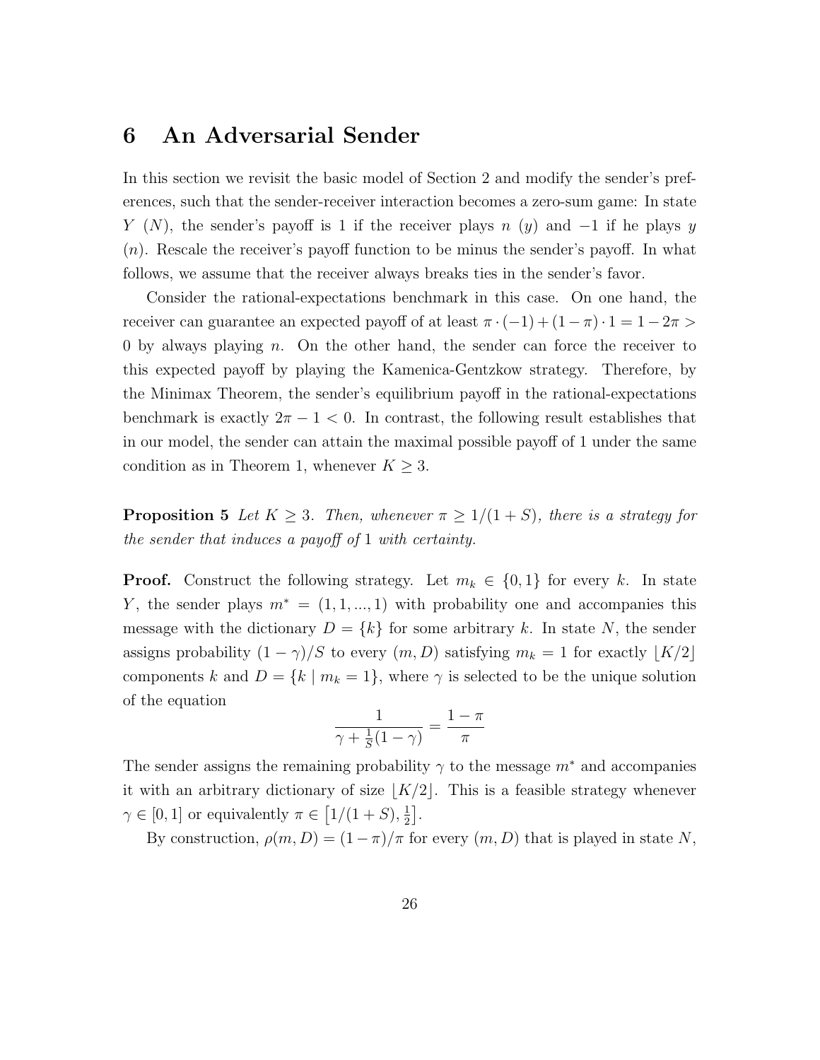# 6 An Adversarial Sender

In this section we revisit the basic model of Section 2 and modify the sender's preferences, such that the sender-receiver interaction becomes a zero-sum game: In state $Y$ ($N$), the sender's payoff is 1 if the receiver plays $n$ ($y$) and $-1$ if he plays $y$ ($n$). Rescale the receiver's payoff function to be minus the sender's payoff. In what follows, we assume that the receiver always breaks ties in the sender's favor.

Consider the rational-expectations benchmark in this case. On one hand, the receiver can guarantee an expected payoff of at least $\pi \cdot (-1) + (1-\pi) \cdot 1 = 1 - 2\pi > 0$ by always playing $n$. On the other hand, the sender can force the receiver to this expected payoff by playing the Kamenica-Gentzkow strategy. Therefore, by the Minimax Theorem, the sender's equilibrium payoff in the rational-expectations benchmark is exactly $2\pi - 1 < 0$. In contrast, the following result establishes that in our model, the sender can attain the maximal possible payoff of 1 under the same condition as in Theorem 1, whenever $K \geq 3$.

**Proposition 5** *Let $K \geq 3$. Then, whenever $\pi \geq 1/(1+S)$, there is a strategy for the sender that induces a payoff of 1 with certainty.*

**Proof.** Construct the following strategy. Let $m_k \in \{0, 1\}$ for every $k$. In state $Y$, the sender plays $m^* = (1, 1, ..., 1)$ with probability one and accompanies this message with the dictionary $D = \{k\}$ for some arbitrary $k$. In state $N$, the sender assigns probability $(1-\gamma)/S$ to every $(m, D)$ satisfying $m_k = 1$ for exactly $\lfloor K/2 \rfloor$ components $k$ and $D = \{k \mid m_k = 1\}$, where $\gamma$ is selected to be the unique solution of the equation

$$\frac{1}{\gamma + \frac{1}{S}(1-\gamma)} = \frac{1-\pi}{\pi}$$

The sender assigns the remaining probability $\gamma$ to the message $m^*$ and accompanies it with an arbitrary dictionary of size $\lfloor K/2 \rfloor$. This is a feasible strategy whenever $\gamma \in [0, 1]$ or equivalently $\pi \in \left[1/(1+S), \frac{1}{2}\right]$.

By construction, $\rho(m, D) = (1-\pi)/\pi$ for every $(m, D)$ that is played in state $N$,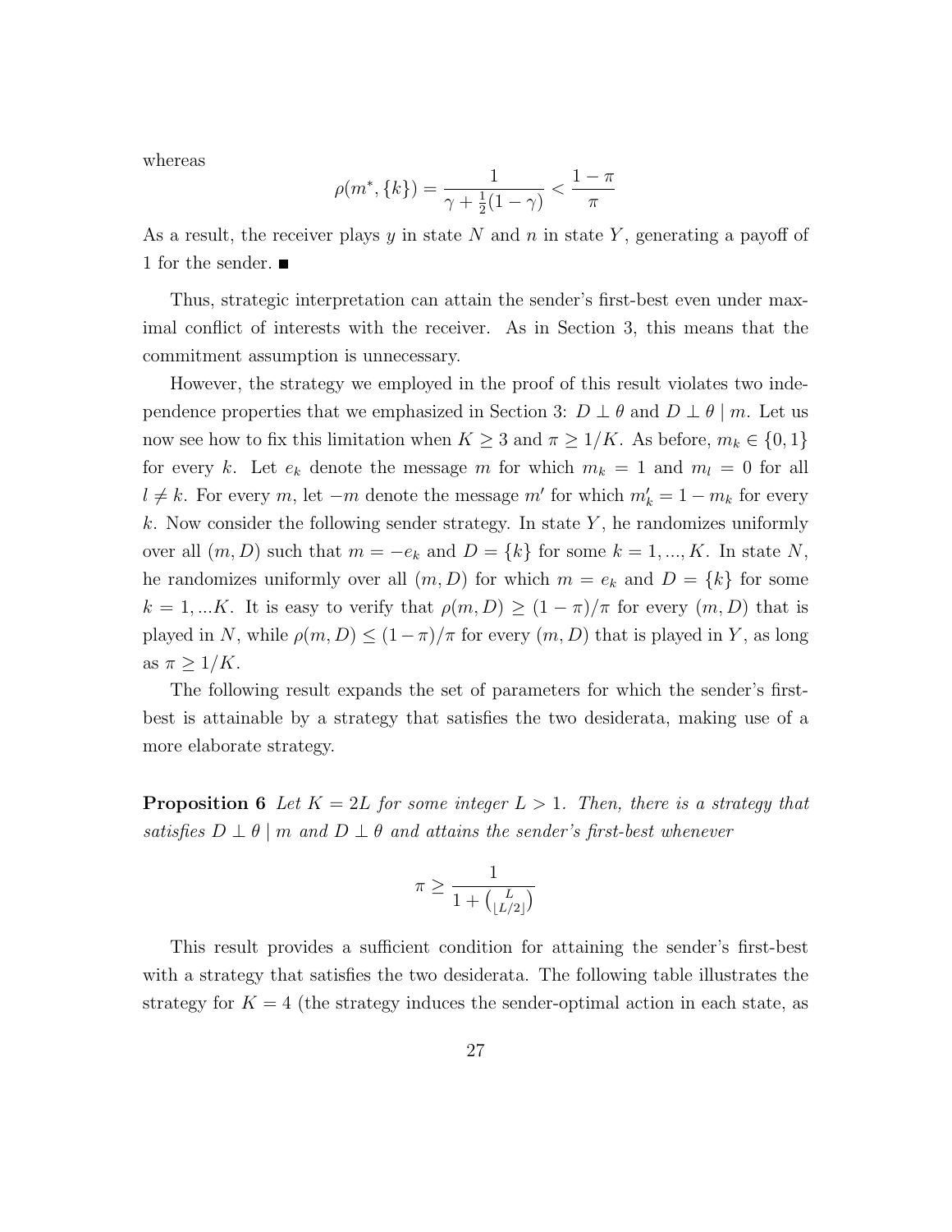whereas

$$\rho(m^*, \{k\}) = \frac{1}{\gamma + \frac{1}{2}(1-\gamma)} < \frac{1-\pi}{\pi}$$

As a result, the receiver plays $y$ in state $N$ and $n$ in state $Y$, generating a payoff of 1 for the sender. ■

Thus, strategic interpretation can attain the sender's first-best even under maximal conflict of interests with the receiver. As in Section 3, this means that the commitment assumption is unnecessary.

However, the strategy we employed in the proof of this result violates two independence properties that we emphasized in Section 3: $D \perp \theta$ and $D \perp \theta \mid m$. Let us now see how to fix this limitation when $K \geq 3$ and $\pi \geq 1/K$. As before, $m_k \in \{0, 1\}$ for every $k$. Let $e_k$ denote the message $m$ for which $m_k = 1$ and $m_l = 0$ for all $l \neq k$. For every $m$, let $-m$ denote the message $m'$ for which $m'_k = 1 - m_k$ for every $k$. Now consider the following sender strategy. In state $Y$, he randomizes uniformly over all $(m, D)$ such that $m = -e_k$ and $D = \{k\}$ for some $k = 1, ..., K$. In state $N$, he randomizes uniformly over all $(m, D)$ for which $m = e_k$ and $D = \{k\}$ for some $k = 1, ...K$. It is easy to verify that $\rho(m, D) \geq (1-\pi)/\pi$ for every $(m, D)$ that is played in $N$, while $\rho(m, D) \leq (1-\pi)/\pi$ for every $(m, D)$ that is played in $Y$, as long as $\pi \geq 1/K$.

The following result expands the set of parameters for which the sender's first-best is attainable by a strategy that satisfies the two desiderata, making use of a more elaborate strategy.

**Proposition 6** *Let $K = 2L$ for some integer $L > 1$. Then, there is a strategy that satisfies $D \perp \theta \mid m$ and $D \perp \theta$ and attains the sender's first-best whenever*

$$\pi \geq \frac{1}{1 + \binom{L}{\lfloor L/2 \rfloor}}$$

This result provides a sufficient condition for attaining the sender's first-best with a strategy that satisfies the two desiderata. The following table illustrates the strategy for $K = 4$ (the strategy induces the sender-optimal action in each state, as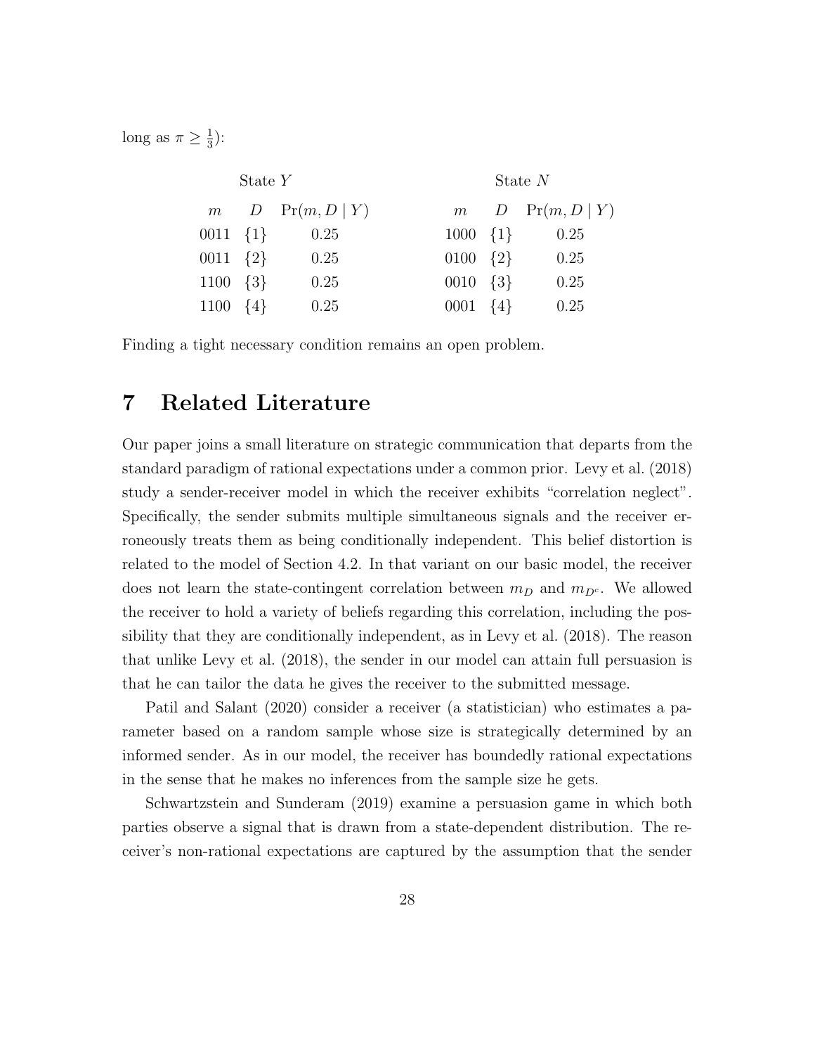long as $\pi \geq \frac{1}{3}$):

| State $Y$ | | | | State $N$ | | |
|---|---|---|---|---|---|---|
| $m$ | $D$ | $\Pr(m, D \mid Y)$ | | $m$ | $D$ | $\Pr(m, D \mid Y)$ |
| 0011 | $\{1\}$ | 0.25 | | 1000 | $\{1\}$ | 0.25 |
| 0011 | $\{2\}$ | 0.25 | | 0100 | $\{2\}$ | 0.25 |
| 1100 | $\{3\}$ | 0.25 | | 0010 | $\{3\}$ | 0.25 |
| 1100 | $\{4\}$ | 0.25 | | 0001 | $\{4\}$ | 0.25 |

Finding a tight necessary condition remains an open problem.

# 7 Related Literature

Our paper joins a small literature on strategic communication that departs from the standard paradigm of rational expectations under a common prior. Levy et al. (2018) study a sender-receiver model in which the receiver exhibits "correlation neglect". Specifically, the sender submits multiple simultaneous signals and the receiver erroneously treats them as being conditionally independent. This belief distortion is related to the model of Section 4.2. In that variant on our basic model, the receiver does not learn the state-contingent correlation between $m_D$ and $m_{D^c}$. We allowed the receiver to hold a variety of beliefs regarding this correlation, including the possibility that they are conditionally independent, as in Levy et al. (2018). The reason that unlike Levy et al. (2018), the sender in our model can attain full persuasion is that he can tailor the data he gives the receiver to the submitted message.

Patil and Salant (2020) consider a receiver (a statistician) who estimates a parameter based on a random sample whose size is strategically determined by an informed sender. As in our model, the receiver has boundedly rational expectations in the sense that he makes no inferences from the sample size he gets.

Schwartzstein and Sunderam (2019) examine a persuasion game in which both parties observe a signal that is drawn from a state-dependent distribution. The receiver's non-rational expectations are captured by the assumption that the sender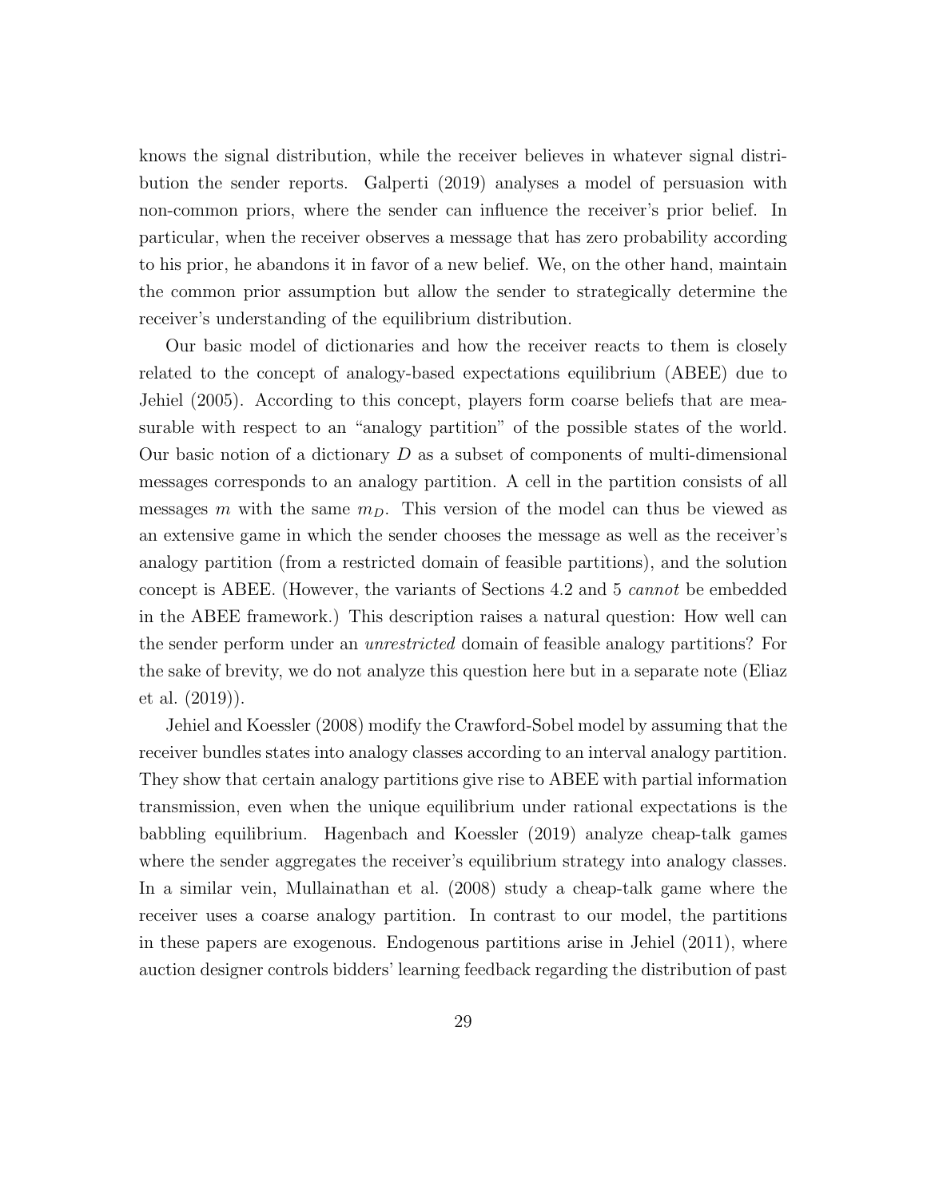knows the signal distribution, while the receiver believes in whatever signal distribution the sender reports. Galperti (2019) analyses a model of persuasion with non-common priors, where the sender can influence the receiver's prior belief. In particular, when the receiver observes a message that has zero probability according to his prior, he abandons it in favor of a new belief. We, on the other hand, maintain the common prior assumption but allow the sender to strategically determine the receiver's understanding of the equilibrium distribution.

Our basic model of dictionaries and how the receiver reacts to them is closely related to the concept of analogy-based expectations equilibrium (ABEE) due to Jehiel (2005). According to this concept, players form coarse beliefs that are measurable with respect to an "analogy partition" of the possible states of the world. Our basic notion of a dictionary $D$ as a subset of components of multi-dimensional messages corresponds to an analogy partition. A cell in the partition consists of all messages $m$ with the same $m_D$. This version of the model can thus be viewed as an extensive game in which the sender chooses the message as well as the receiver's analogy partition (from a restricted domain of feasible partitions), and the solution concept is ABEE. (However, the variants of Sections 4.2 and 5 *cannot* be embedded in the ABEE framework.) This description raises a natural question: How well can the sender perform under an *unrestricted* domain of feasible analogy partitions? For the sake of brevity, we do not analyze this question here but in a separate note (Eliaz et al. (2019)).

Jehiel and Koessler (2008) modify the Crawford-Sobel model by assuming that the receiver bundles states into analogy classes according to an interval analogy partition. They show that certain analogy partitions give rise to ABEE with partial information transmission, even when the unique equilibrium under rational expectations is the babbling equilibrium. Hagenbach and Koessler (2019) analyze cheap-talk games where the sender aggregates the receiver's equilibrium strategy into analogy classes. In a similar vein, Mullainathan et al. (2008) study a cheap-talk game where the receiver uses a coarse analogy partition. In contrast to our model, the partitions in these papers are exogenous. Endogenous partitions arise in Jehiel (2011), where auction designer controls bidders' learning feedback regarding the distribution of past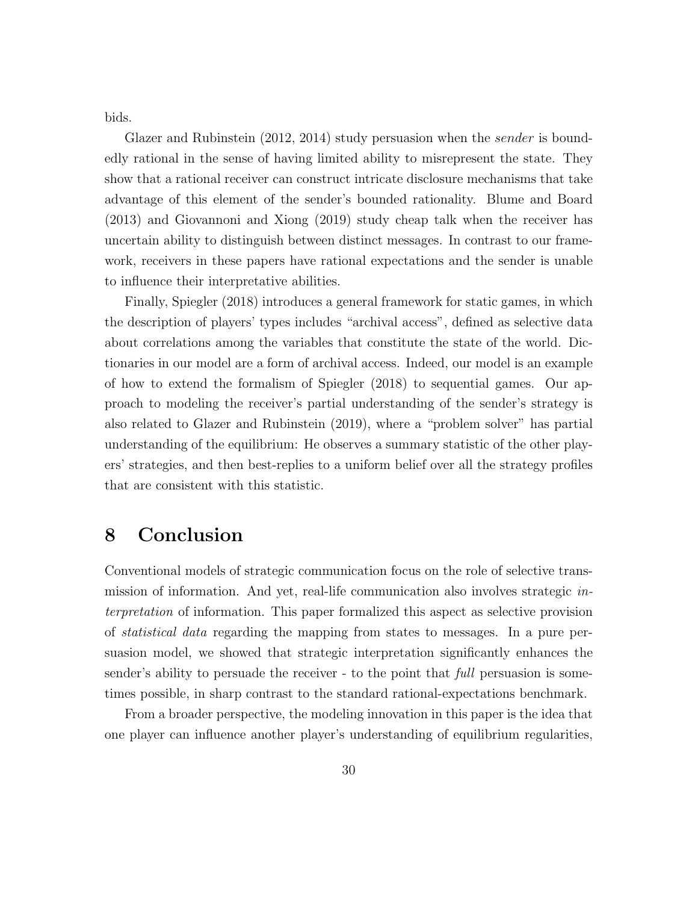bids.

Glazer and Rubinstein (2012, 2014) study persuasion when the *sender* is boundedly rational in the sense of having limited ability to misrepresent the state. They show that a rational receiver can construct intricate disclosure mechanisms that take advantage of this element of the sender's bounded rationality. Blume and Board (2013) and Giovannoni and Xiong (2019) study cheap talk when the receiver has uncertain ability to distinguish between distinct messages. In contrast to our framework, receivers in these papers have rational expectations and the sender is unable to influence their interpretative abilities.

Finally, Spiegler (2018) introduces a general framework for static games, in which the description of players' types includes "archival access", defined as selective data about correlations among the variables that constitute the state of the world. Dictionaries in our model are a form of archival access. Indeed, our model is an example of how to extend the formalism of Spiegler (2018) to sequential games. Our approach to modeling the receiver's partial understanding of the sender's strategy is also related to Glazer and Rubinstein (2019), where a "problem solver" has partial understanding of the equilibrium: He observes a summary statistic of the other players' strategies, and then best-replies to a uniform belief over all the strategy profiles that are consistent with this statistic.

# 8 Conclusion

Conventional models of strategic communication focus on the role of selective transmission of information. And yet, real-life communication also involves strategic *interpretation* of information. This paper formalized this aspect as selective provision of *statistical data* regarding the mapping from states to messages. In a pure persuasion model, we showed that strategic interpretation significantly enhances the sender's ability to persuade the receiver - to the point that *full* persuasion is sometimes possible, in sharp contrast to the standard rational-expectations benchmark.

From a broader perspective, the modeling innovation in this paper is the idea that one player can influence another player's understanding of equilibrium regularities,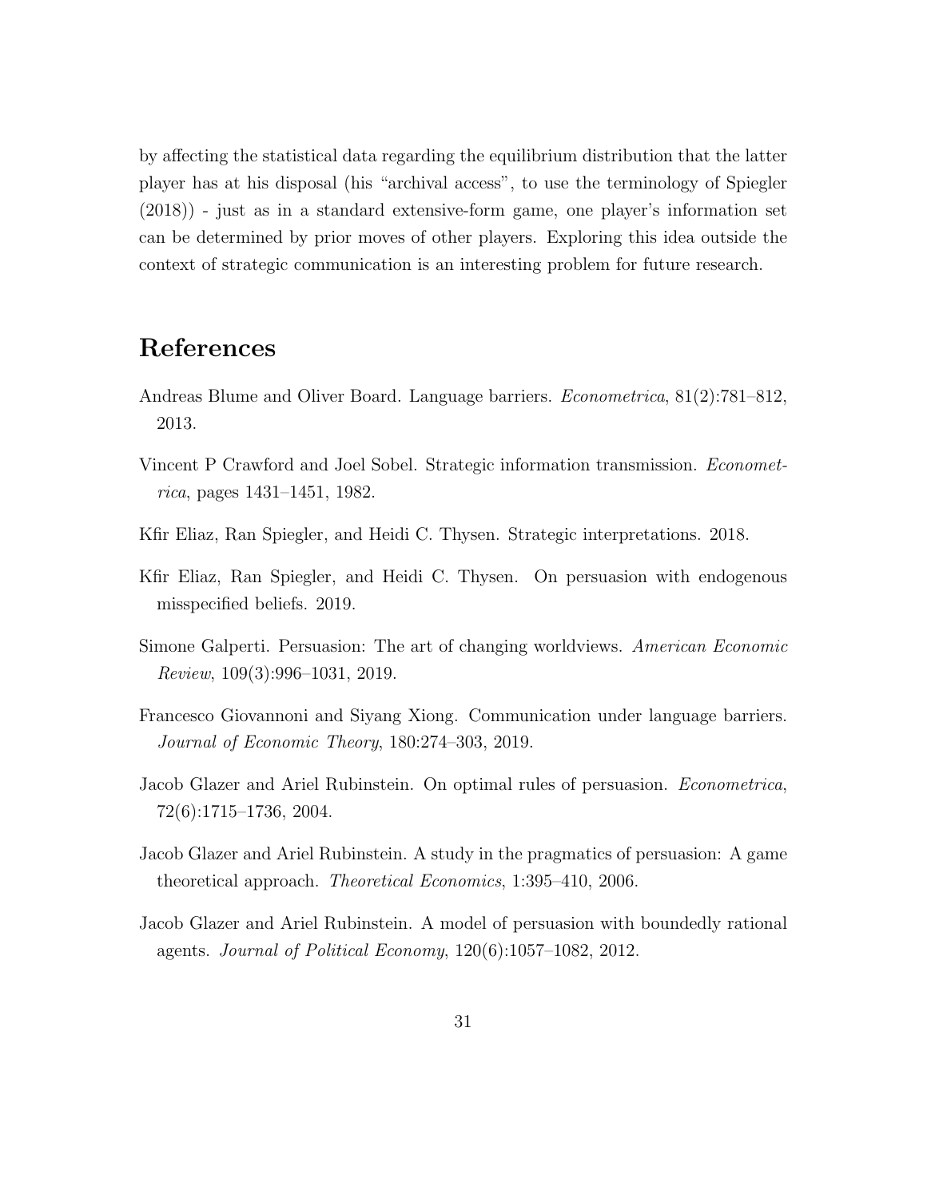by affecting the statistical data regarding the equilibrium distribution that the latter player has at his disposal (his "archival access", to use the terminology of Spiegler (2018)) - just as in a standard extensive-form game, one player's information set can be determined by prior moves of other players. Exploring this idea outside the context of strategic communication is an interesting problem for future research.

# References

Andreas Blume and Oliver Board. Language barriers. *Econometrica*, 81(2):781–812, 2013.

Vincent P Crawford and Joel Sobel. Strategic information transmission. *Econometrica*, pages 1431–1451, 1982.

Kfir Eliaz, Ran Spiegler, and Heidi C. Thysen. Strategic interpretations. 2018.

Kfir Eliaz, Ran Spiegler, and Heidi C. Thysen. On persuasion with endogenous misspecified beliefs. 2019.

Simone Galperti. Persuasion: The art of changing worldviews. *American Economic Review*, 109(3):996–1031, 2019.

Francesco Giovannoni and Siyang Xiong. Communication under language barriers. *Journal of Economic Theory*, 180:274–303, 2019.

Jacob Glazer and Ariel Rubinstein. On optimal rules of persuasion. *Econometrica*, 72(6):1715–1736, 2004.

Jacob Glazer and Ariel Rubinstein. A study in the pragmatics of persuasion: A game theoretical approach. *Theoretical Economics*, 1:395–410, 2006.

Jacob Glazer and Ariel Rubinstein. A model of persuasion with boundedly rational agents. *Journal of Political Economy*, 120(6):1057–1082, 2012.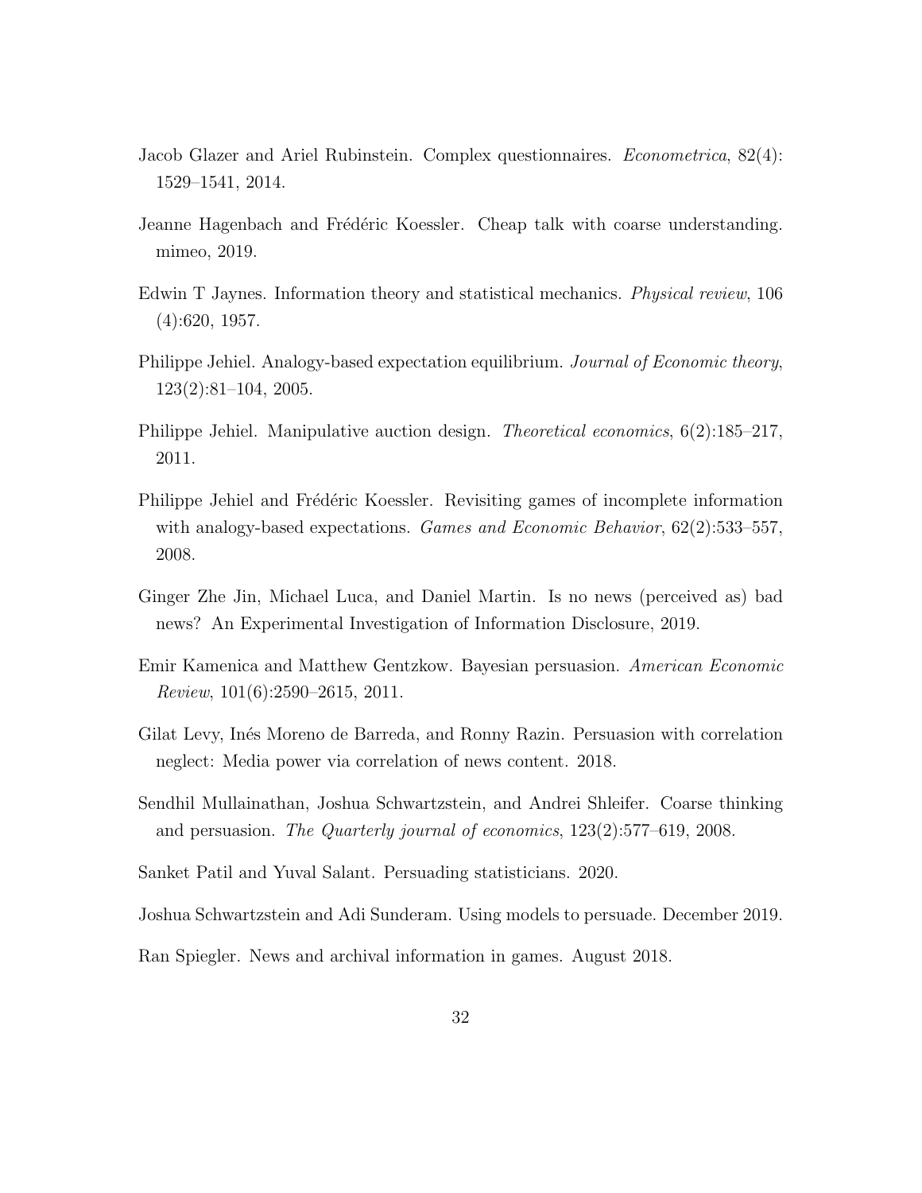Jacob Glazer and Ariel Rubinstein. Complex questionnaires. *Econometrica*, 82(4): 1529–1541, 2014.

Jeanne Hagenbach and Frédéric Koessler. Cheap talk with coarse understanding. mimeo, 2019.

Edwin T Jaynes. Information theory and statistical mechanics. *Physical review*, 106 (4):620, 1957.

Philippe Jehiel. Analogy-based expectation equilibrium. *Journal of Economic theory*, 123(2):81–104, 2005.

Philippe Jehiel. Manipulative auction design. *Theoretical economics*, 6(2):185–217, 2011.

Philippe Jehiel and Frédéric Koessler. Revisiting games of incomplete information with analogy-based expectations. *Games and Economic Behavior*, 62(2):533–557, 2008.

Ginger Zhe Jin, Michael Luca, and Daniel Martin. Is no news (perceived as) bad news? An Experimental Investigation of Information Disclosure, 2019.

Emir Kamenica and Matthew Gentzkow. Bayesian persuasion. *American Economic Review*, 101(6):2590–2615, 2011.

Gilat Levy, Inés Moreno de Barreda, and Ronny Razin. Persuasion with correlation neglect: Media power via correlation of news content. 2018.

Sendhil Mullainathan, Joshua Schwartzstein, and Andrei Shleifer. Coarse thinking and persuasion. *The Quarterly journal of economics*, 123(2):577–619, 2008.

Sanket Patil and Yuval Salant. Persuading statisticians. 2020.

Joshua Schwartzstein and Adi Sunderam. Using models to persuade. December 2019.

Ran Spiegler. News and archival information in games. August 2018.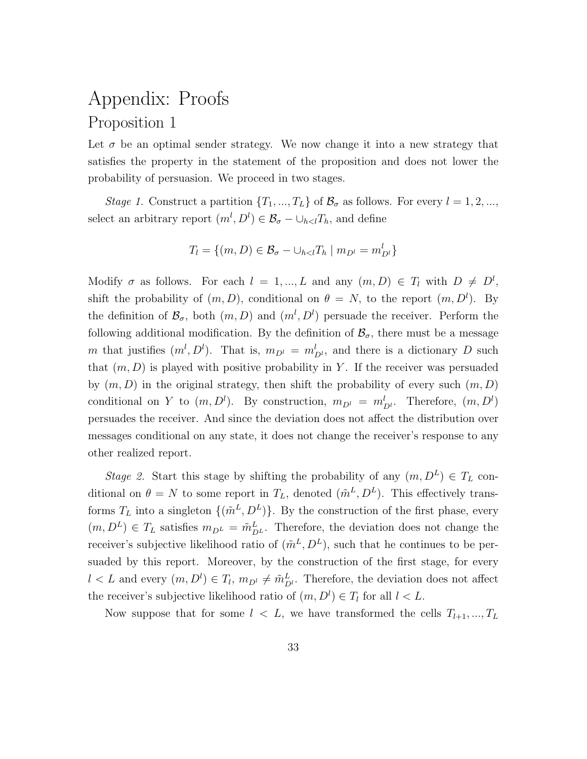# Appendix: Proofs

## Proposition 1

Let $\sigma$ be an optimal sender strategy. We now change it into a new strategy that satisfies the property in the statement of the proposition and does not lower the probability of persuasion. We proceed in two stages.

*Stage 1.* Construct a partition $\{T_1, ..., T_L\}$ of $\mathcal{B}_\sigma$ as follows. For every $l = 1, 2, ...,$ select an arbitrary report $(m^l, D^l) \in \mathcal{B}_\sigma - \cup_{h<l} T_h$, and define

$$T_l = \{(m, D) \in \mathcal{B}_\sigma - \cup_{h<l} T_h \mid m_{D^l} = m^l_{D^l}\}$$

Modify $\sigma$ as follows. For each $l = 1, ..., L$ and any $(m, D) \in T_l$ with $D \neq D^l$, shift the probability of $(m, D)$, conditional on $\theta = N$, to the report $(m, D^l)$. By the definition of $\mathcal{B}_\sigma$, both $(m, D)$ and $(m^l, D^l)$ persuade the receiver. Perform the following additional modification. By the definition of $\mathcal{B}_\sigma$, there must be a message $m$ that justifies $(m^l, D^l)$. That is, $m_{D^l} = m^l_{D^l}$, and there is a dictionary $D$ such that $(m, D)$ is played with positive probability in $Y$. If the receiver was persuaded by $(m, D)$ in the original strategy, then shift the probability of every such $(m, D)$ conditional on $Y$ to $(m, D^l)$. By construction, $m_{D^l} = m^l_{D^l}$. Therefore, $(m, D^l)$ persuades the receiver. And since the deviation does not affect the distribution over messages conditional on any state, it does not change the receiver's response to any other realized report.

*Stage 2.* Start this stage by shifting the probability of any $(m, D^L) \in T_L$ conditional on $\theta = N$ to some report in $T_L$, denoted $(\tilde{m}^L, D^L)$. This effectively transforms $T_L$ into a singleton $\{(\tilde{m}^L, D^L)\}$. By the construction of the first phase, every $(m, D^L) \in T_L$ satisfies $m_{D^L} = \tilde{m}^L_{D^L}$. Therefore, the deviation does not change the receiver's subjective likelihood ratio of $(\tilde{m}^L, D^L)$, such that he continues to be persuaded by this report. Moreover, by the construction of the first stage, for every $l < L$ and every $(m, D^l) \in T_l$, $m_{D^l} \neq \tilde{m}^L_{D^l}$. Therefore, the deviation does not affect the receiver's subjective likelihood ratio of $(m, D^l) \in T_l$ for all $l < L$.

Now suppose that for some $l < L$, we have transformed the cells $T_{l+1}, ..., T_L$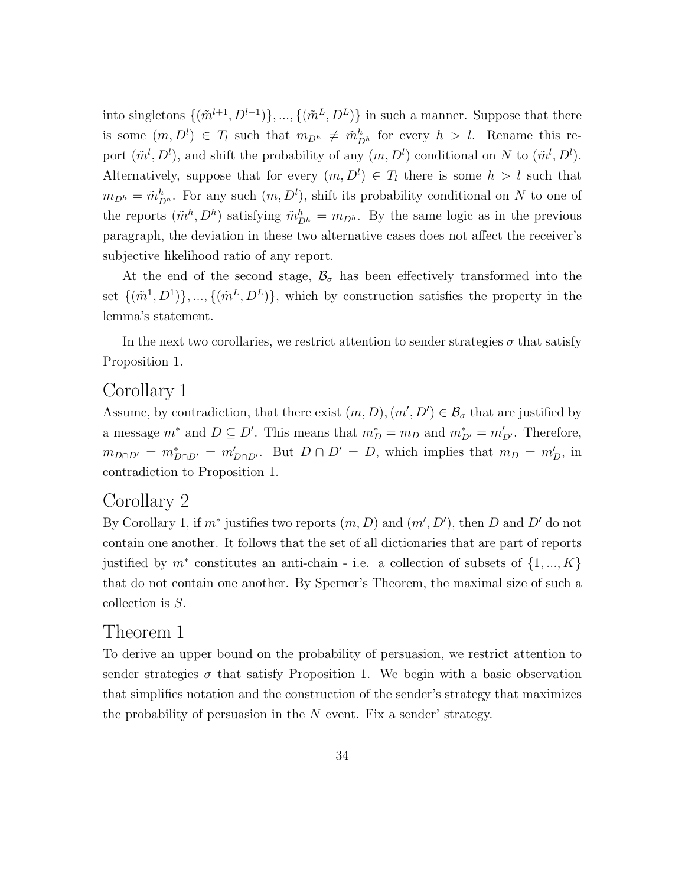into singletons $\{(\tilde{m}^{l+1}, D^{l+1})\}, ..., \{(\tilde{m}^L, D^L)\}$ in such a manner. Suppose that there is some $(m, D^l) \in T_l$ such that $m_{D^h} \neq \tilde{m}^h_{D^h}$ for every $h > l$. Rename this report $(\tilde{m}^l, D^l)$, and shift the probability of any $(m, D^l)$ conditional on $N$ to $(\tilde{m}^l, D^l)$. Alternatively, suppose that for every $(m, D^l) \in T_l$ there is some $h > l$ such that $m_{D^h} = \tilde{m}^h_{D^h}$. For any such $(m, D^l)$, shift its probability conditional on $N$ to one of the reports $(\tilde{m}^h, D^h)$ satisfying $\tilde{m}^h_{D^h} = m_{D^h}$. By the same logic as in the previous paragraph, the deviation in these two alternative cases does not affect the receiver's subjective likelihood ratio of any report.

At the end of the second stage, $\mathcal{B}_\sigma$ has been effectively transformed into the set $\{(\tilde{m}^1, D^1)\}, ..., \{(\tilde{m}^L, D^L)\}$, which by construction satisfies the property in the lemma's statement.

In the next two corollaries, we restrict attention to sender strategies $\sigma$ that satisfy Proposition 1.

## Corollary 1

Assume, by contradiction, that there exist $(m, D), (m', D') \in \mathcal{B}_\sigma$ that are justified by a message $m^*$ and $D \subseteq D'$. This means that $m^*_D = m_D$ and $m^*_{D'} = m'_{D'}$. Therefore, $m_{D \cap D'} = m^*_{D \cap D'} = m'_{D \cap D'}$. But $D \cap D' = D$, which implies that $m_D = m'_D$, in contradiction to Proposition 1.

## Corollary 2

By Corollary 1, if $m^*$ justifies two reports $(m, D)$ and $(m', D')$, then $D$ and $D'$ do not contain one another. It follows that the set of all dictionaries that are part of reports justified by $m^*$ constitutes an anti-chain - i.e. a collection of subsets of $\{1, ..., K\}$ that do not contain one another. By Sperner's Theorem, the maximal size of such a collection is $S$.

## Theorem 1

To derive an upper bound on the probability of persuasion, we restrict attention to sender strategies $\sigma$ that satisfy Proposition 1. We begin with a basic observation that simplifies notation and the construction of the sender's strategy that maximizes the probability of persuasion in the $N$ event. Fix a sender' strategy.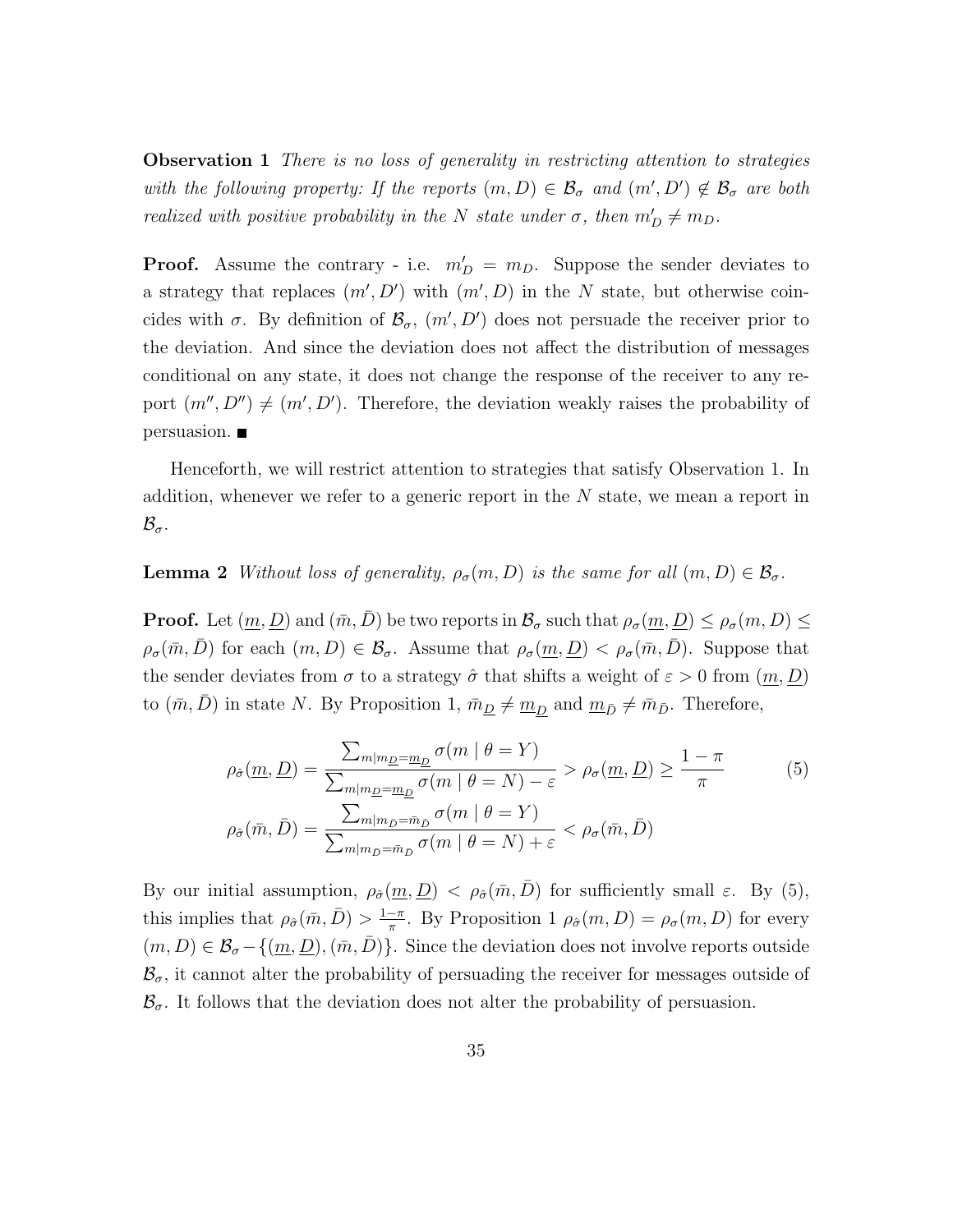**Observation 1** *There is no loss of generality in restricting attention to strategies with the following property: If the reports $(m, D) \in \mathcal{B}_\sigma$ and $(m', D') \notin \mathcal{B}_\sigma$ are both realized with positive probability in the $N$ state under $\sigma$, then $m'_D \neq m_D$.*

**Proof.** Assume the contrary - i.e. $m'_D = m_D$. Suppose the sender deviates to a strategy that replaces $(m', D')$ with $(m', D)$ in the $N$ state, but otherwise coincides with $\sigma$. By definition of $\mathcal{B}_\sigma$, $(m', D')$ does not persuade the receiver prior to the deviation. And since the deviation does not affect the distribution of messages conditional on any state, it does not change the response of the receiver to any report $(m'', D'') \neq (m', D')$. Therefore, the deviation weakly raises the probability of persuasion. ■

Henceforth, we will restrict attention to strategies that satisfy Observation 1. In addition, whenever we refer to a generic report in the $N$ state, we mean a report in $\mathcal{B}_\sigma$.

**Lemma 2** *Without loss of generality, $\rho_\sigma(m, D)$ is the same for all $(m, D) \in \mathcal{B}_\sigma$.*

**Proof.** Let $(\underline{m}, \underline{D})$ and $(\bar{m}, \bar{D})$ be two reports in $\mathcal{B}_\sigma$ such that $\rho_\sigma(\underline{m}, \underline{D}) \leq \rho_\sigma(m, D) \leq \rho_\sigma(\bar{m}, \bar{D})$ for each $(m, D) \in \mathcal{B}_\sigma$. Assume that $\rho_\sigma(\underline{m}, \underline{D}) < \rho_\sigma(\bar{m}, \bar{D})$. Suppose that the sender deviates from $\sigma$ to a strategy $\hat{\sigma}$ that shifts a weight of $\varepsilon > 0$ from $(\underline{m}, \underline{D})$ to $(\bar{m}, \bar{D})$ in state $N$. By Proposition 1, $\bar{m}_{\underline{D}} \neq \underline{m}_{\underline{D}}$ and $\underline{m}_{\bar{D}} \neq \bar{m}_{\bar{D}}$. Therefore,

$$
\begin{aligned}
\rho_{\hat{\sigma}}(\underline{m}, \underline{D}) &= \frac{\sum_{m|m_{\underline{D}}=\underline{m}_{\underline{D}}} \sigma(m \mid \theta = Y)}{\sum_{m|m_{\underline{D}}=\underline{m}_{\underline{D}}} \sigma(m \mid \theta = N) - \varepsilon} > \rho_\sigma(\underline{m}, \underline{D}) \geq \frac{1-\pi}{\pi} \\
\rho_{\hat{\sigma}}(\bar{m}, \bar{D}) &= \frac{\sum_{m|m_{\bar{D}}=\bar{m}_{\bar{D}}} \sigma(m \mid \theta = Y)}{\sum_{m|m_{\bar{D}}=\bar{m}_{\bar{D}}} \sigma(m \mid \theta = N) + \varepsilon} < \rho_\sigma(\bar{m}, \bar{D})
\end{aligned}
\tag{5}
$$

By our initial assumption, $\rho_{\hat{\sigma}}(\underline{m}, \underline{D}) < \rho_{\hat{\sigma}}(\bar{m}, \bar{D})$ for sufficiently small $\varepsilon$. By (5), this implies that $\rho_{\hat{\sigma}}(\bar{m}, \bar{D}) > \frac{1-\pi}{\pi}$. By Proposition 1 $\rho_{\hat{\sigma}}(m, D) = \rho_\sigma(m, D)$ for every $(m, D) \in \mathcal{B}_\sigma - \{(\underline{m}, \underline{D}), (\bar{m}, \bar{D})\}$. Since the deviation does not involve reports outside $\mathcal{B}_\sigma$, it cannot alter the probability of persuading the receiver for messages outside of $\mathcal{B}_\sigma$. It follows that the deviation does not alter the probability of persuasion.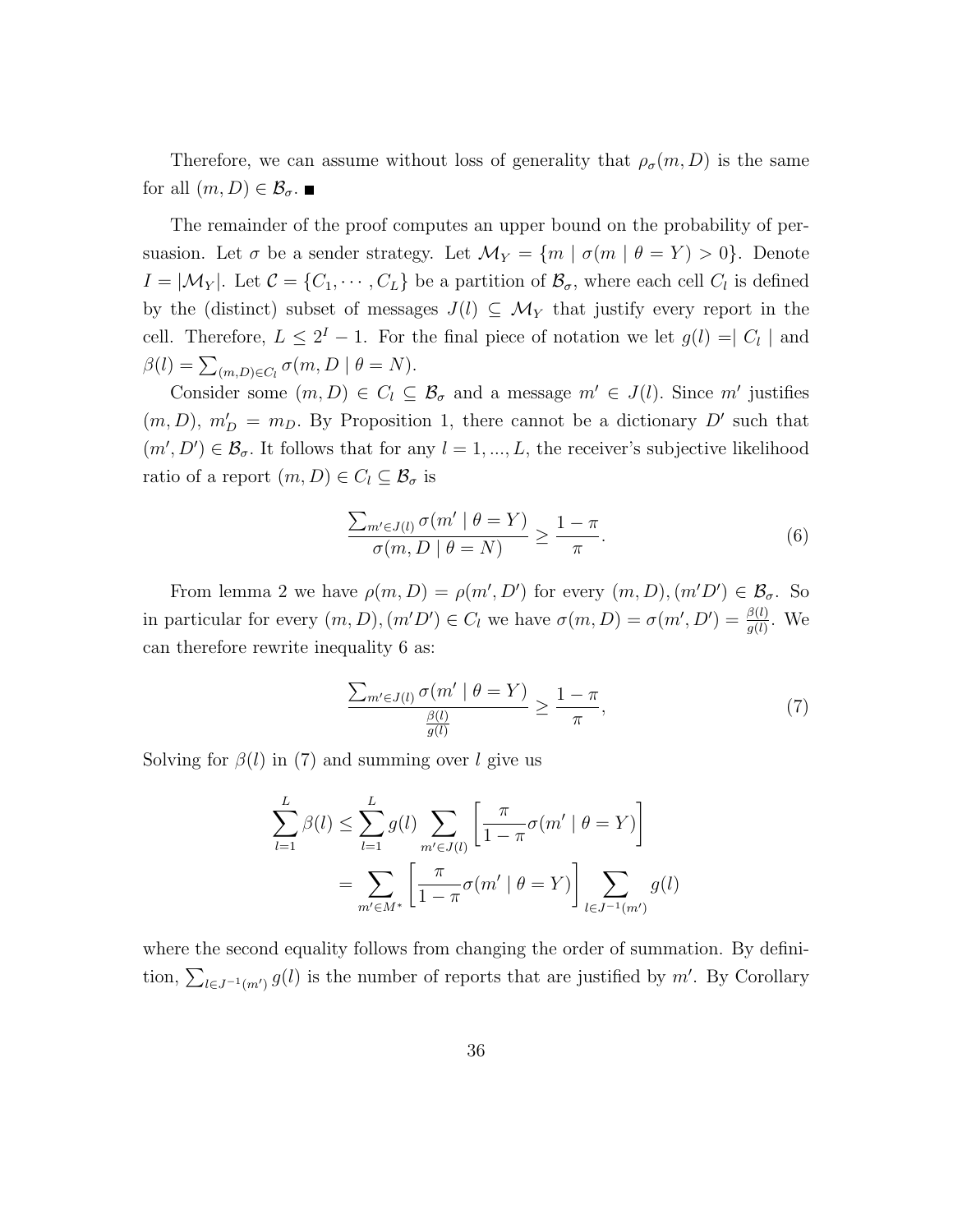Therefore, we can assume without loss of generality that $\rho_\sigma(m, D)$ is the same for all $(m, D) \in \mathcal{B}_\sigma$. ■

The remainder of the proof computes an upper bound on the probability of persuasion. Let $\sigma$ be a sender strategy. Let $\mathcal{M}_Y = \{m \mid \sigma(m \mid \theta = Y) > 0\}$. Denote $I = |\mathcal{M}_Y|$. Let $\mathcal{C} = \{C_1, \cdots, C_L\}$ be a partition of $\mathcal{B}_\sigma$, where each cell $C_l$ is defined by the (distinct) subset of messages $J(l) \subseteq \mathcal{M}_Y$ that justify every report in the cell. Therefore, $L \leq 2^I - 1$. For the final piece of notation we let $g(l) =| C_l |$ and $\beta(l) = \sum_{(m,D)\in C_l} \sigma(m, D \mid \theta = N)$.

Consider some $(m, D) \in C_l \subseteq \mathcal{B}_\sigma$ and a message $m' \in J(l)$. Since $m'$ justifies $(m, D)$, $m'_D = m_D$. By Proposition 1, there cannot be a dictionary $D'$ such that $(m', D') \in \mathcal{B}_\sigma$. It follows that for any $l = 1, ..., L$, the receiver's subjective likelihood ratio of a report $(m, D) \in C_l \subseteq \mathcal{B}_\sigma$ is

$$\frac{\sum_{m'\in J(l)} \sigma(m' \mid \theta = Y)}{\sigma(m, D \mid \theta = N)} \geq \frac{1 - \pi}{\pi}. \tag{6}$$

From lemma 2 we have $\rho(m, D) = \rho(m', D')$ for every $(m, D), (m'D') \in \mathcal{B}_\sigma$. So in particular for every $(m, D), (m'D') \in C_l$ we have $\sigma(m, D) = \sigma(m', D') = \frac{\beta(l)}{g(l)}$. We can therefore rewrite inequality 6 as:

$$\frac{\sum_{m'\in J(l)} \sigma(m' \mid \theta = Y)}{\frac{\beta(l)}{g(l)}} \geq \frac{1 - \pi}{\pi}, \tag{7}$$

Solving for $\beta(l)$ in (7) and summing over $l$ give us

$$\begin{aligned}
\sum_{l=1}^{L} \beta(l) &\leq \sum_{l=1}^{L} g(l) \sum_{m'\in J(l)} \left[\frac{\pi}{1 - \pi}\sigma(m' \mid \theta = Y)\right] \\
&= \sum_{m'\in M^*} \left[\frac{\pi}{1 - \pi}\sigma(m' \mid \theta = Y)\right] \sum_{l\in J^{-1}(m')} g(l)
\end{aligned}$$

where the second equality follows from changing the order of summation. By definition, $\sum_{l\in J^{-1}(m')} g(l)$ is the number of reports that are justified by $m'$. By Corollary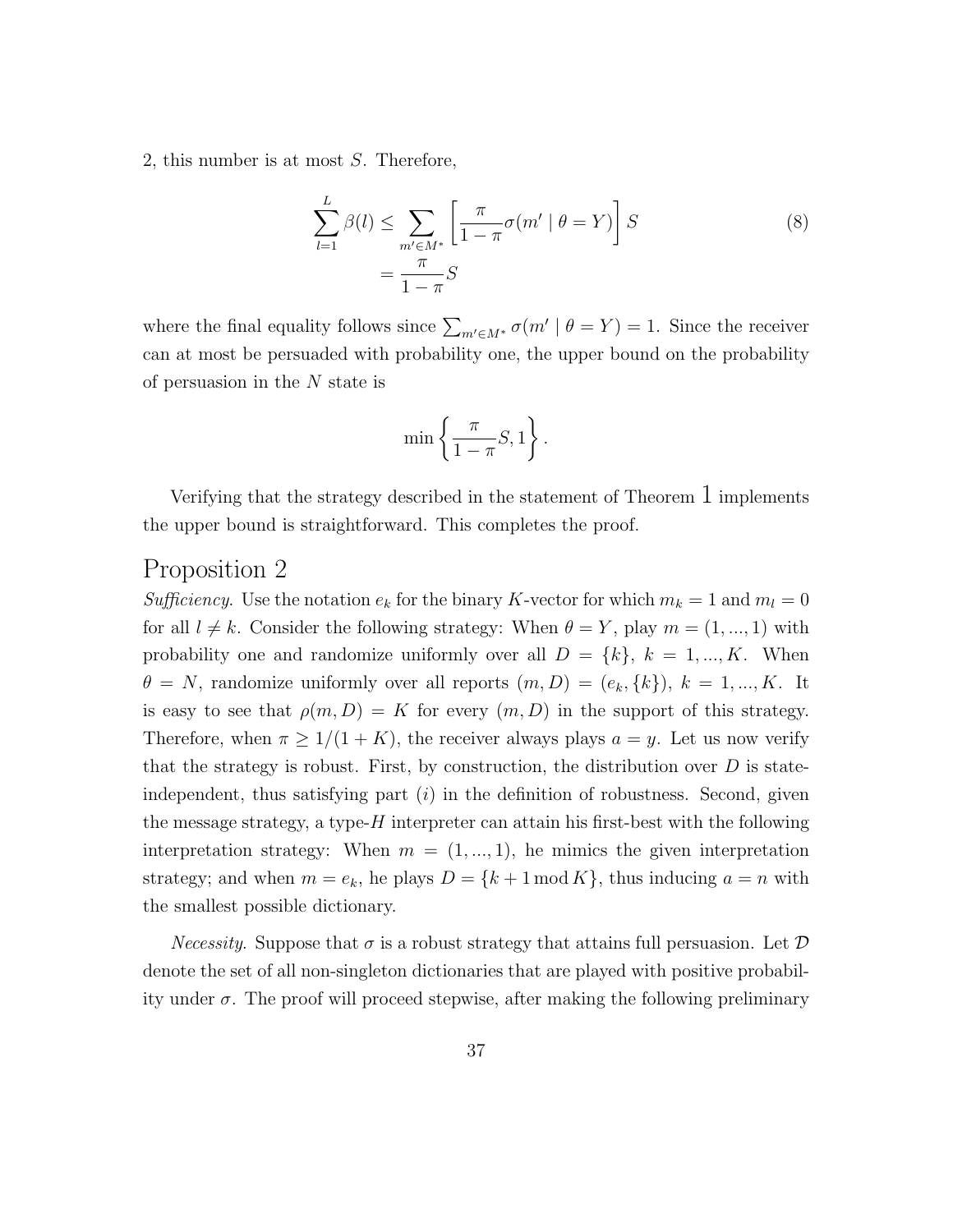2, this number is at most $S$. Therefore,

$$\sum_{l=1}^{L} \beta(l) \leq \sum_{m' \in M^*} \left[ \frac{\pi}{1-\pi} \sigma(m' \mid \theta = Y) \right] S \tag{8}$$
$$= \frac{\pi}{1-\pi} S$$

where the final equality follows since $\sum_{m' \in M^*} \sigma(m' \mid \theta = Y) = 1$. Since the receiver can at most be persuaded with probability one, the upper bound on the probability of persuasion in the $N$ state is

$$\min \left\{ \frac{\pi}{1-\pi} S, 1 \right\}.$$

Verifying that the strategy described in the statement of Theorem 1 implements the upper bound is straightforward. This completes the proof.

## Proposition 2

*Sufficiency*. Use the notation $e_k$ for the binary $K$-vector for which $m_k = 1$ and $m_l = 0$ for all $l \neq k$. Consider the following strategy: When $\theta = Y$, play $m = (1, ..., 1)$ with probability one and randomize uniformly over all $D = \{k\}$, $k = 1, ..., K$. When $\theta = N$, randomize uniformly over all reports $(m, D) = (e_k, \{k\})$, $k = 1, ..., K$. It is easy to see that $\rho(m, D) = K$ for every $(m, D)$ in the support of this strategy. Therefore, when $\pi \geq 1/(1 + K)$, the receiver always plays $a = y$. Let us now verify that the strategy is robust. First, by construction, the distribution over $D$ is state-independent, thus satisfying part $(i)$ in the definition of robustness. Second, given the message strategy, a type-$H$ interpreter can attain his first-best with the following interpretation strategy: When $m = (1, ..., 1)$, he mimics the given interpretation strategy; and when $m = e_k$, he plays $D = \{k + 1 \bmod K\}$, thus inducing $a = n$ with the smallest possible dictionary.

*Necessity*. Suppose that $\sigma$ is a robust strategy that attains full persuasion. Let $\mathcal{D}$ denote the set of all non-singleton dictionaries that are played with positive probability under $\sigma$. The proof will proceed stepwise, after making the following preliminary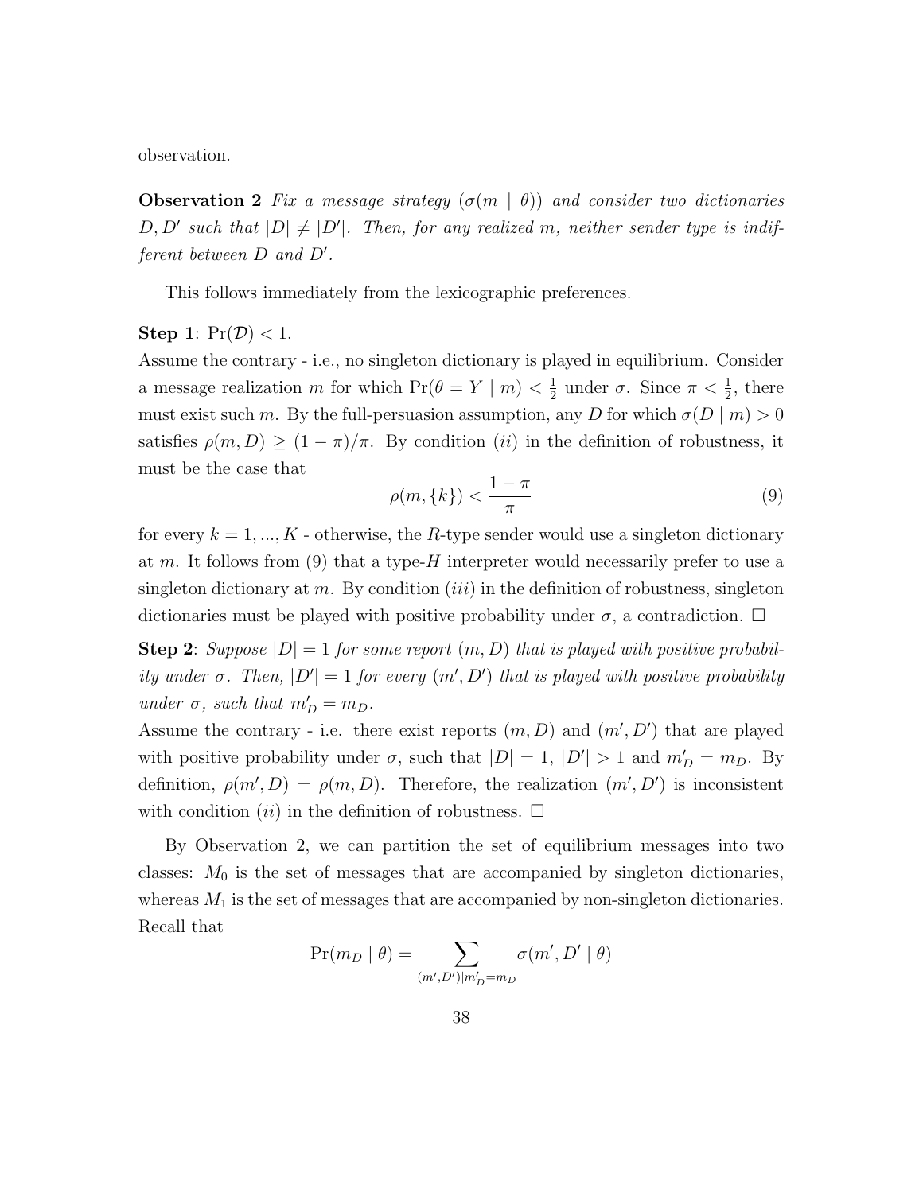observation.

**Observation 2** *Fix a message strategy $(\sigma(m \mid \theta))$ and consider two dictionaries $D, D'$ such that $|D| \neq |D'|$. Then, for any realized $m$, neither sender type is indifferent between $D$ and $D'$.*

This follows immediately from the lexicographic preferences.

**Step 1**: $\Pr(\mathcal{D}) < 1$.
Assume the contrary - i.e., no singleton dictionary is played in equilibrium. Consider a message realization $m$ for which $\Pr(\theta = Y \mid m) < \frac{1}{2}$ under $\sigma$. Since $\pi < \frac{1}{2}$, there must exist such $m$. By the full-persuasion assumption, any $D$ for which $\sigma(D \mid m) > 0$ satisfies $\rho(m, D) \geq (1 - \pi)/\pi$. By condition $(ii)$ in the definition of robustness, it must be the case that

$$\rho(m, \{k\}) < \frac{1 - \pi}{\pi} \tag{9}$$

for every $k = 1, ..., K$ - otherwise, the $R$-type sender would use a singleton dictionary at $m$. It follows from (9) that a type-$H$ interpreter would necessarily prefer to use a singleton dictionary at $m$. By condition $(iii)$ in the definition of robustness, singleton dictionaries must be played with positive probability under $\sigma$, a contradiction. □

**Step 2**: *Suppose $|D| = 1$ for some report $(m, D)$ that is played with positive probability under $\sigma$. Then, $|D'| = 1$ for every $(m', D')$ that is played with positive probability under $\sigma$, such that $m'_D = m_D$.*
Assume the contrary - i.e. there exist reports $(m, D)$ and $(m', D')$ that are played with positive probability under $\sigma$, such that $|D| = 1$, $|D'| > 1$ and $m'_D = m_D$. By definition, $\rho(m', D) = \rho(m, D)$. Therefore, the realization $(m', D')$ is inconsistent with condition $(ii)$ in the definition of robustness. □

By Observation 2, we can partition the set of equilibrium messages into two classes: $M_0$ is the set of messages that are accompanied by singleton dictionaries, whereas $M_1$ is the set of messages that are accompanied by non-singleton dictionaries. Recall that

$$\Pr(m_D \mid \theta) = \sum_{(m', D') \mid m'_D = m_D} \sigma(m', D' \mid \theta)$$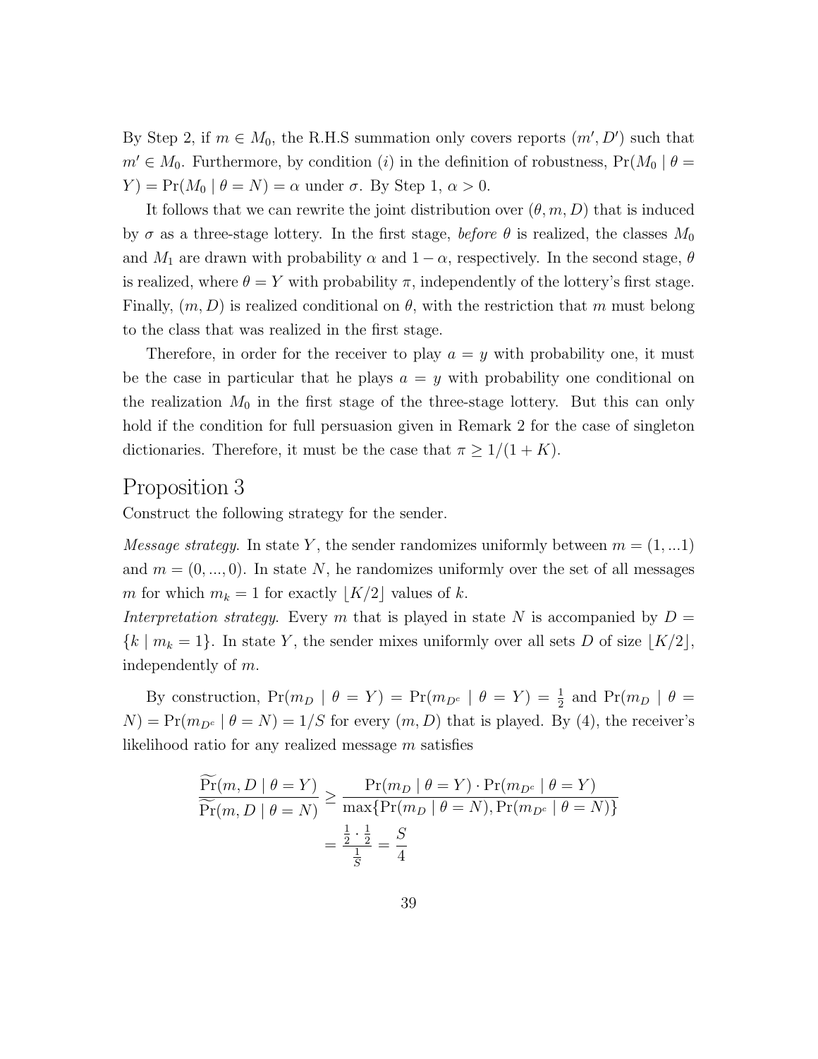By Step 2, if $m \in M_0$, the R.H.S summation only covers reports $(m', D')$ such that $m' \in M_0$. Furthermore, by condition $(i)$ in the definition of robustness, $\Pr(M_0 \mid \theta = Y) = \Pr(M_0 \mid \theta = N) = \alpha$ under $\sigma$. By Step 1, $\alpha > 0$.

It follows that we can rewrite the joint distribution over $(\theta, m, D)$ that is induced by $\sigma$ as a three-stage lottery. In the first stage, *before* $\theta$ is realized, the classes $M_0$ and $M_1$ are drawn with probability $\alpha$ and $1 - \alpha$, respectively. In the second stage, $\theta$ is realized, where $\theta = Y$ with probability $\pi$, independently of the lottery's first stage. Finally, $(m, D)$ is realized conditional on $\theta$, with the restriction that $m$ must belong to the class that was realized in the first stage.

Therefore, in order for the receiver to play $a = y$ with probability one, it must be the case in particular that he plays $a = y$ with probability one conditional on the realization $M_0$ in the first stage of the three-stage lottery. But this can only hold if the condition for full persuasion given in Remark 2 for the case of singleton dictionaries. Therefore, it must be the case that $\pi \geq 1/(1 + K)$.

# Proposition 3

Construct the following strategy for the sender.

*Message strategy.* In state $Y$, the sender randomizes uniformly between $m = (1, ...1)$ and $m = (0, ..., 0)$. In state $N$, he randomizes uniformly over the set of all messages $m$ for which $m_k = 1$ for exactly $\lfloor K/2 \rfloor$ values of $k$.

*Interpretation strategy.* Every $m$ that is played in state $N$ is accompanied by $D = \{k \mid m_k = 1\}$. In state $Y$, the sender mixes uniformly over all sets $D$ of size $\lfloor K/2 \rfloor$, independently of $m$.

By construction, $\Pr(m_D \mid \theta = Y) = \Pr(m_{D^c} \mid \theta = Y) = \frac{1}{2}$ and $\Pr(m_D \mid \theta = N) = \Pr(m_{D^c} \mid \theta = N) = 1/S$ for every $(m, D)$ that is played. By (4), the receiver's likelihood ratio for any realized message $m$ satisfies

$$
\begin{aligned}
\frac{\widetilde{\Pr}(m, D \mid \theta = Y)}{\widetilde{\Pr}(m, D \mid \theta = N)} &\geq \frac{\Pr(m_D \mid \theta = Y) \cdot \Pr(m_{D^c} \mid \theta = Y)}{\max\{\Pr(m_D \mid \theta = N), \Pr(m_{D^c} \mid \theta = N)\}} \\
&= \frac{\frac{1}{2} \cdot \frac{1}{2}}{\frac{1}{S}} = \frac{S}{4}
\end{aligned}
$$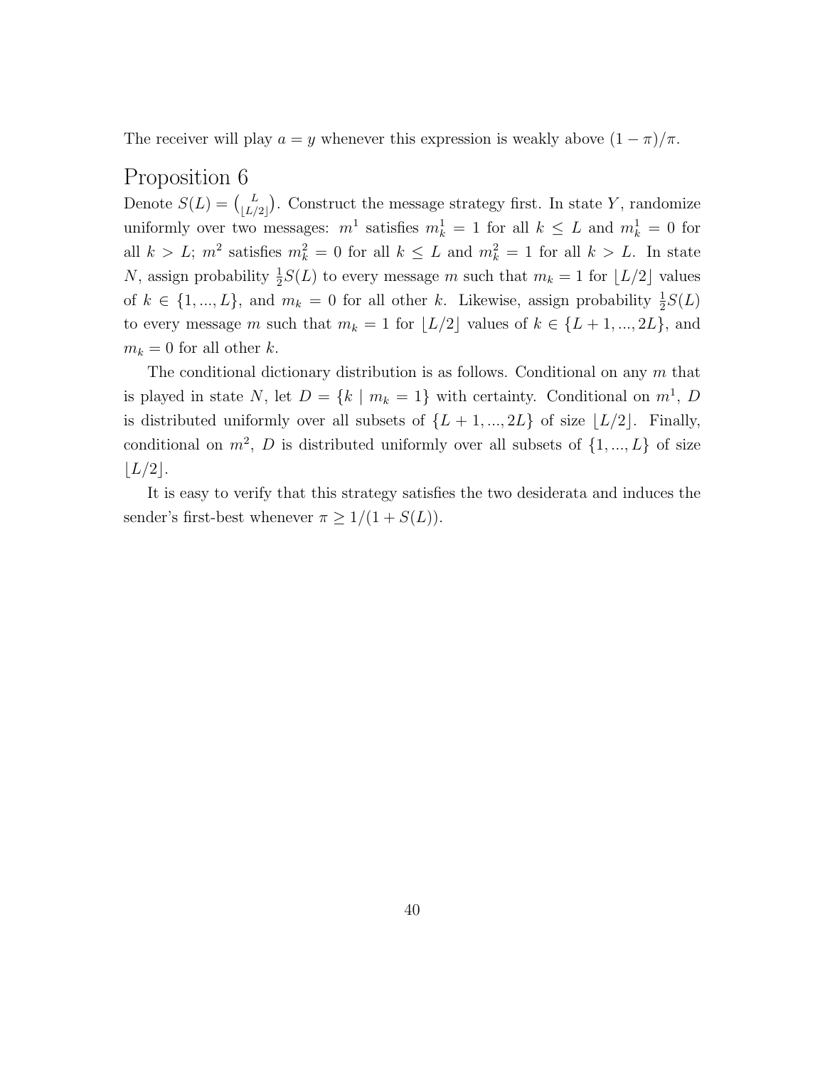The receiver will play $a = y$ whenever this expression is weakly above $(1 - \pi)/\pi$.

## Proposition 6

Denote $S(L) = \binom{L}{\lfloor L/2 \rfloor}$. Construct the message strategy first. In state $Y$, randomize uniformly over two messages: $m^1$ satisfies $m^1_k = 1$ for all $k \leq L$ and $m^1_k = 0$ for all $k > L$; $m^2$ satisfies $m^2_k = 0$ for all $k \leq L$ and $m^2_k = 1$ for all $k > L$. In state $N$, assign probability $\frac{1}{2}S(L)$ to every message $m$ such that $m_k = 1$ for $\lfloor L/2 \rfloor$ values of $k \in \{1, ..., L\}$, and $m_k = 0$ for all other $k$. Likewise, assign probability $\frac{1}{2}S(L)$ to every message $m$ such that $m_k = 1$ for $\lfloor L/2 \rfloor$ values of $k \in \{L+1, ..., 2L\}$, and $m_k = 0$ for all other $k$.

The conditional dictionary distribution is as follows. Conditional on any $m$ that is played in state $N$, let $D = \{k \mid m_k = 1\}$ with certainty. Conditional on $m^1$, $D$ is distributed uniformly over all subsets of $\{L+1, ..., 2L\}$ of size $\lfloor L/2 \rfloor$. Finally, conditional on $m^2$, $D$ is distributed uniformly over all subsets of $\{1, ..., L\}$ of size $\lfloor L/2 \rfloor$.

It is easy to verify that this strategy satisfies the two desiderata and induces the sender's first-best whenever $\pi \geq 1/(1 + S(L))$.